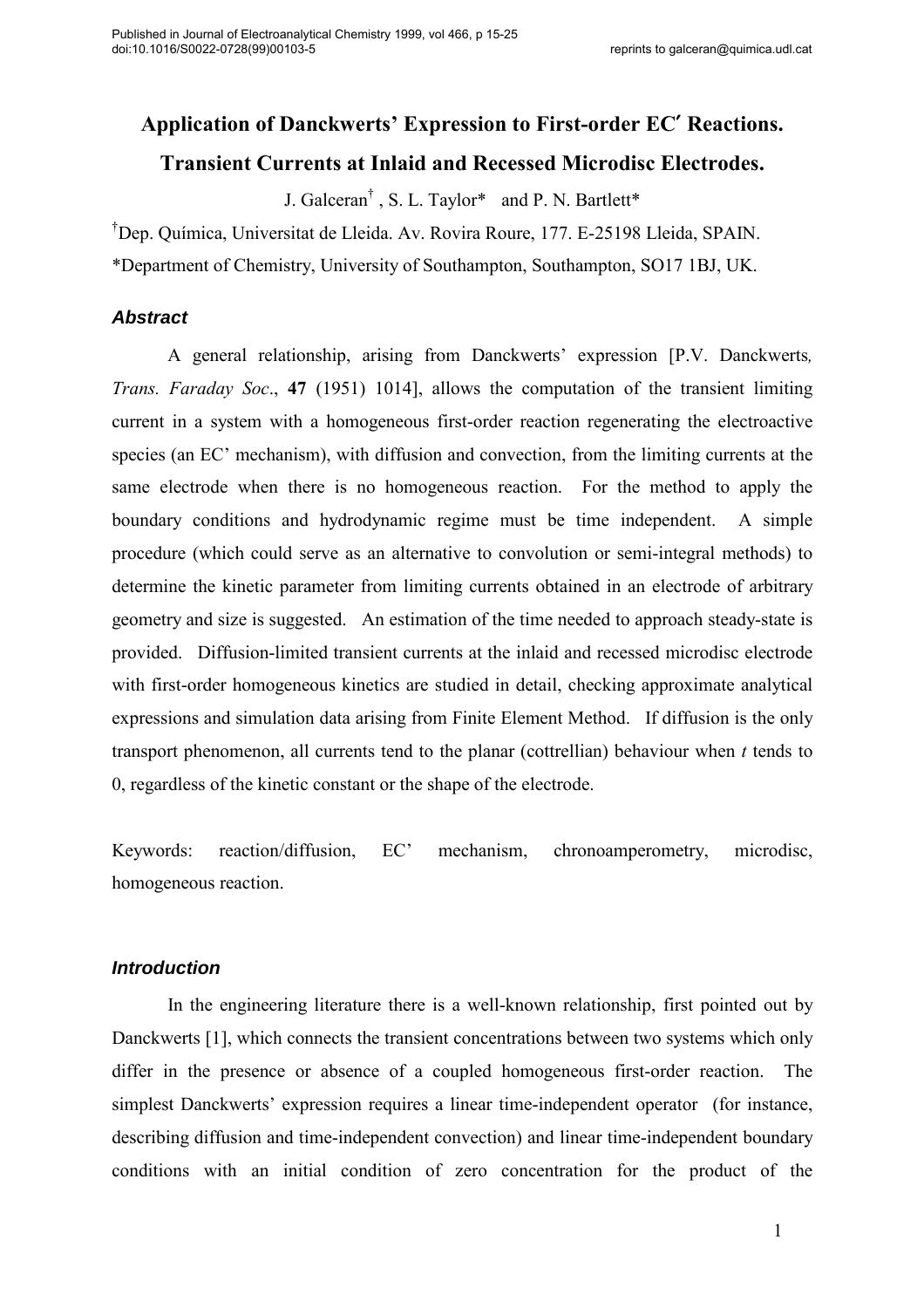Published in Journal of Electroanalytical Chemistry 1999, vol 466, p 15-25
doi:10.1016/S0022-0728(99)00103-5 reprints to galceran@quimica.udl.cat

# Application of Danckwerts' Expression to First-order EC′ Reactions. Transient Currents at Inlaid and Recessed Microdisc Electrodes.

J. Galceran[†], S. L. Taylor* and P. N. Bartlett*

[†]Dep. Química, Universitat de Lleida. Av. Rovira Roure, 177. E-25198 Lleida, SPAIN.

*Department of Chemistry, University of Southampton, Southampton, SO17 1BJ, UK.

### *Abstract*

A general relationship, arising from Danckwerts' expression [P.V. Danckwerts, *Trans. Faraday Soc*., **47** (1951) 1014], allows the computation of the transient limiting current in a system with a homogeneous first-order reaction regenerating the electroactive species (an EC' mechanism), with diffusion and convection, from the limiting currents at the same electrode when there is no homogeneous reaction. For the method to apply the boundary conditions and hydrodynamic regime must be time independent. A simple procedure (which could serve as an alternative to convolution or semi-integral methods) to determine the kinetic parameter from limiting currents obtained in an electrode of arbitrary geometry and size is suggested. An estimation of the time needed to approach steady-state is provided. Diffusion-limited transient currents at the inlaid and recessed microdisc electrode with first-order homogeneous kinetics are studied in detail, checking approximate analytical expressions and simulation data arising from Finite Element Method. If diffusion is the only transport phenomenon, all currents tend to the planar (cottrellian) behaviour when $t$ tends to 0, regardless of the kinetic constant or the shape of the electrode.

Keywords: reaction/diffusion, EC' mechanism, chronoamperometry, microdisc, homogeneous reaction.

### *Introduction*

In the engineering literature there is a well-known relationship, first pointed out by Danckwerts [1], which connects the transient concentrations between two systems which only differ in the presence or absence of a coupled homogeneous first-order reaction. The simplest Danckwerts' expression requires a linear time-independent operator (for instance, describing diffusion and time-independent convection) and linear time-independent boundary conditions with an initial condition of zero concentration for the product of the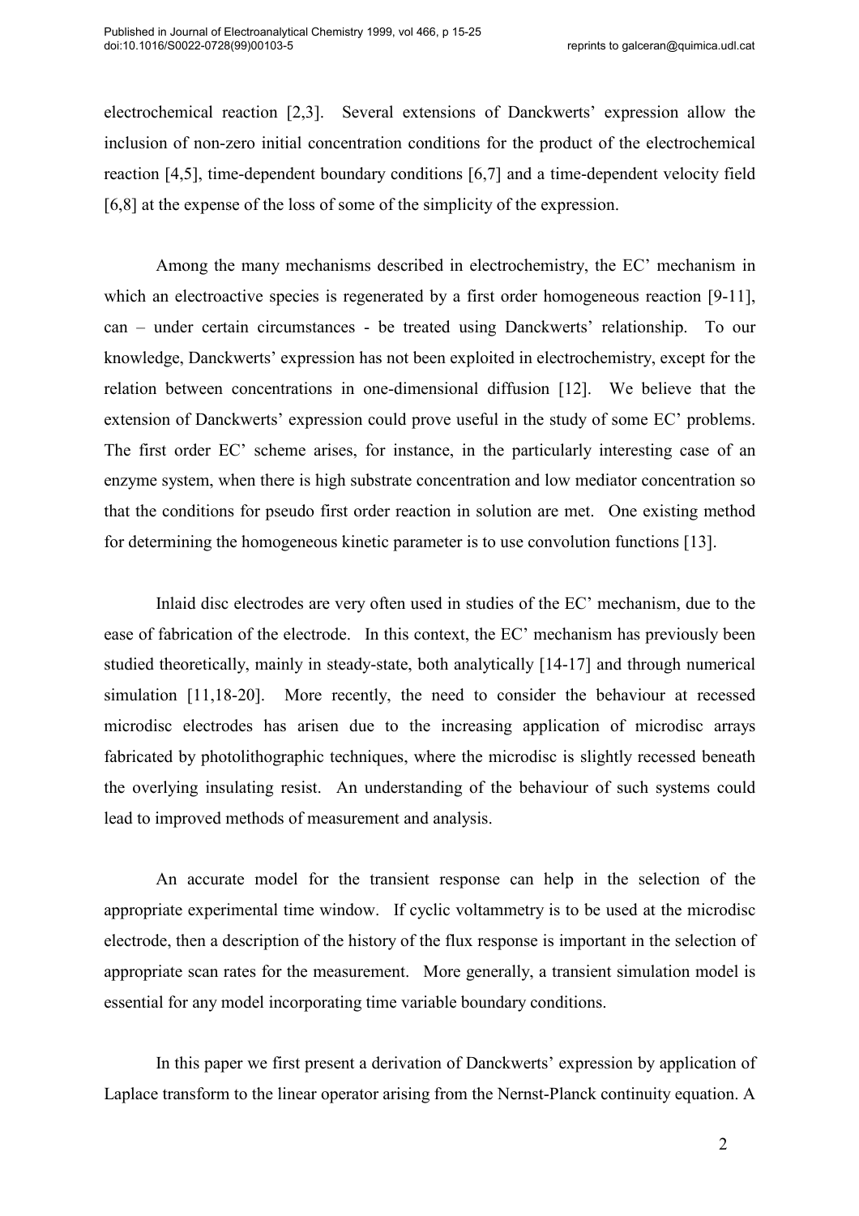electrochemical reaction [2,3]. Several extensions of Danckwerts' expression allow the inclusion of non-zero initial concentration conditions for the product of the electrochemical reaction [4,5], time-dependent boundary conditions [6,7] and a time-dependent velocity field [6,8] at the expense of the loss of some of the simplicity of the expression.

Among the many mechanisms described in electrochemistry, the EC' mechanism in which an electroactive species is regenerated by a first order homogeneous reaction [9-11], can – under certain circumstances - be treated using Danckwerts' relationship. To our knowledge, Danckwerts' expression has not been exploited in electrochemistry, except for the relation between concentrations in one-dimensional diffusion [12]. We believe that the extension of Danckwerts' expression could prove useful in the study of some EC' problems. The first order EC' scheme arises, for instance, in the particularly interesting case of an enzyme system, when there is high substrate concentration and low mediator concentration so that the conditions for pseudo first order reaction in solution are met. One existing method for determining the homogeneous kinetic parameter is to use convolution functions [13].

Inlaid disc electrodes are very often used in studies of the EC' mechanism, due to the ease of fabrication of the electrode. In this context, the EC' mechanism has previously been studied theoretically, mainly in steady-state, both analytically [14-17] and through numerical simulation [11,18-20]. More recently, the need to consider the behaviour at recessed microdisc electrodes has arisen due to the increasing application of microdisc arrays fabricated by photolithographic techniques, where the microdisc is slightly recessed beneath the overlying insulating resist. An understanding of the behaviour of such systems could lead to improved methods of measurement and analysis.

An accurate model for the transient response can help in the selection of the appropriate experimental time window. If cyclic voltammetry is to be used at the microdisc electrode, then a description of the history of the flux response is important in the selection of appropriate scan rates for the measurement. More generally, a transient simulation model is essential for any model incorporating time variable boundary conditions.

In this paper we first present a derivation of Danckwerts' expression by application of Laplace transform to the linear operator arising from the Nernst-Planck continuity equation. A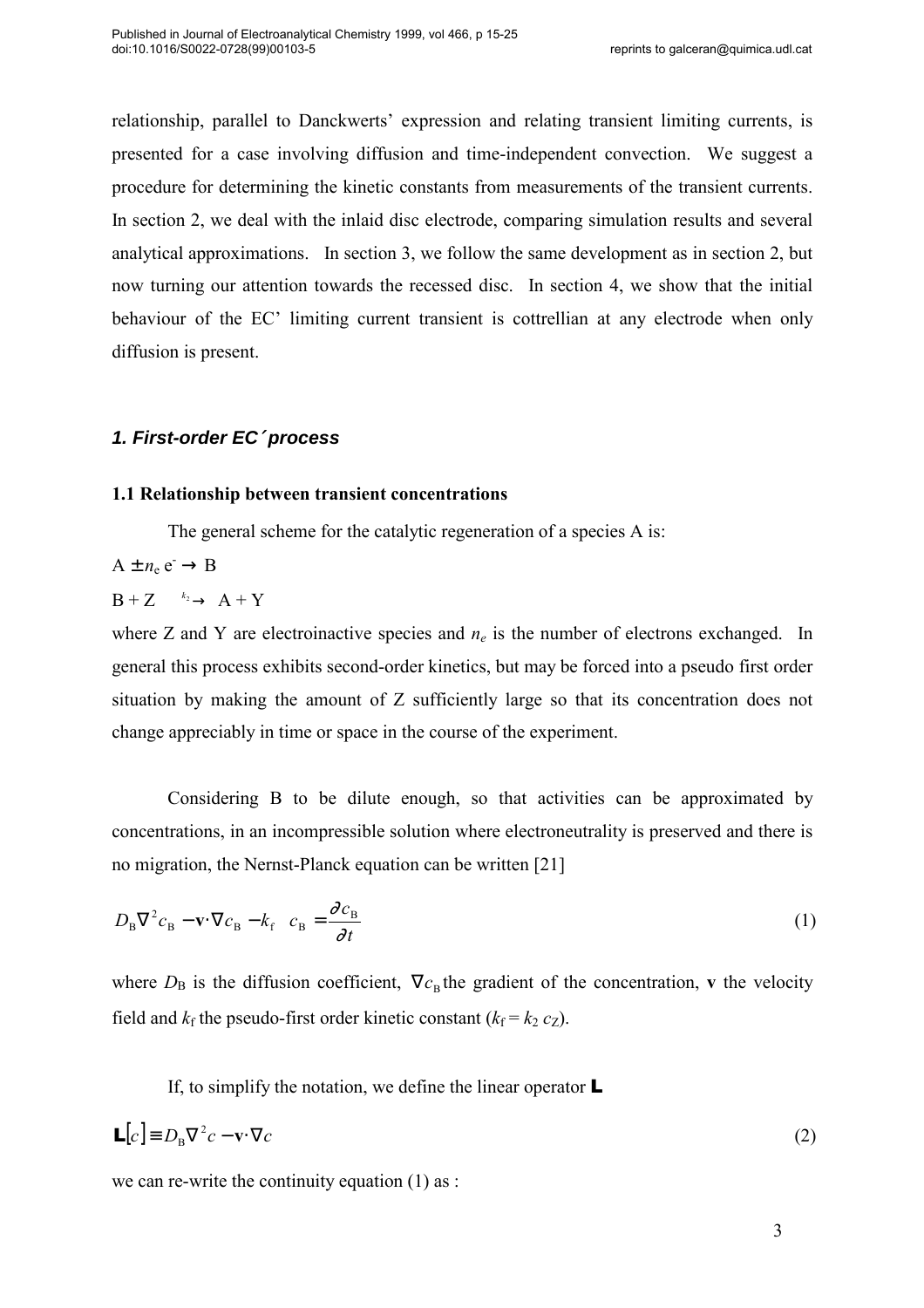relationship, parallel to Danckwerts' expression and relating transient limiting currents, is presented for a case involving diffusion and time-independent convection. We suggest a procedure for determining the kinetic constants from measurements of the transient currents. In section 2, we deal with the inlaid disc electrode, comparing simulation results and several analytical approximations. In section 3, we follow the same development as in section 2, but now turning our attention towards the recessed disc. In section 4, we show that the initial behaviour of the EC' limiting current transient is cottrellian at any electrode when only diffusion is present.

## *1. First-order EC´ process*

### 1.1 Relationship between transient concentrations

The general scheme for the catalytic regeneration of a species A is:

$\mathrm{A} \pm n_e\, \mathrm{e}^- \rightarrow \mathrm{B}$

$\mathrm{B} + \mathrm{Z} \xrightarrow{k_2} \mathrm{A} + \mathrm{Y}$

where Z and Y are electroinactive species and $n_e$ is the number of electrons exchanged. In general this process exhibits second-order kinetics, but may be forced into a pseudo first order situation by making the amount of Z sufficiently large so that its concentration does not change appreciably in time or space in the course of the experiment.

Considering B to be dilute enough, so that activities can be approximated by concentrations, in an incompressible solution where electroneutrality is preserved and there is no migration, the Nernst-Planck equation can be written [21]

$$D_{\mathrm{B}} \nabla^2 c_{\mathrm{B}} - \mathbf{v} \cdot \nabla c_{\mathrm{B}} - k_{\mathrm{f}} \; c_{\mathrm{B}} = \frac{\partial c_{\mathrm{B}}}{\partial t} \tag{1}$$

where $D_{\mathrm{B}}$ is the diffusion coefficient, $\nabla c_{\mathrm{B}}$ the gradient of the concentration, $\mathbf{v}$ the velocity field and $k_{\mathrm{f}}$ the pseudo-first order kinetic constant ($k_{\mathrm{f}} = k_2\, c_{\mathrm{Z}}$).

If, to simplify the notation, we define the linear operator $\mathbf{L}$

$$\mathbf{L}[c] \equiv D_{\mathrm{B}} \nabla^2 c - \mathbf{v} \cdot \nabla c \tag{2}$$

we can re-write the continuity equation (1) as :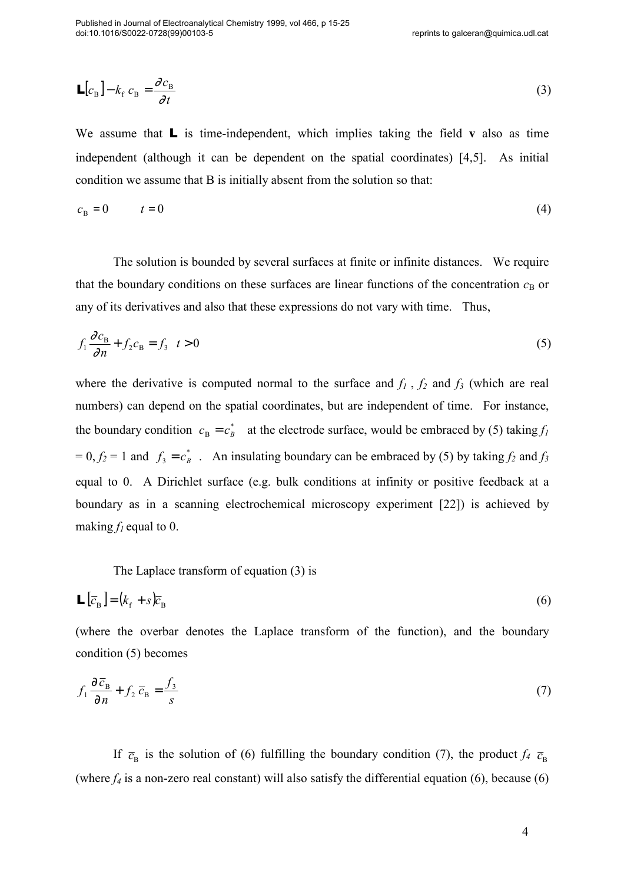$$\mathbf{L}[c_{\mathrm{B}}] - k_{\mathrm{f}}\, c_{\mathrm{B}} = \frac{\partial c_{\mathrm{B}}}{\partial t} \tag{3}$$

We assume that $\mathbf{L}$ is time-independent, which implies taking the field **v** also as time independent (although it can be dependent on the spatial coordinates) [4,5]. As initial condition we assume that B is initially absent from the solution so that:

$$c_{\mathrm{B}} = 0 \qquad t = 0 \tag{4}$$

The solution is bounded by several surfaces at finite or infinite distances. We require that the boundary conditions on these surfaces are linear functions of the concentration $c_{\mathrm{B}}$ or any of its derivatives and also that these expressions do not vary with time. Thus,

$$f_1 \frac{\partial c_{\mathrm{B}}}{\partial n} + f_2 c_{\mathrm{B}} = f_3 \quad t > 0 \tag{5}$$

where the derivative is computed normal to the surface and $f_1$, $f_2$ and $f_3$ (which are real numbers) can depend on the spatial coordinates, but are independent of time. For instance, the boundary condition $c_{\mathrm{B}} = c_B^*$ at the electrode surface, would be embraced by (5) taking $f_1 = 0$, $f_2 = 1$ and $f_3 = c_B^*$. An insulating boundary can be embraced by (5) by taking $f_2$ and $f_3$ equal to 0. A Dirichlet surface (e.g. bulk conditions at infinity or positive feedback at a boundary as in a scanning electrochemical microscopy experiment [22]) is achieved by making $f_1$ equal to 0.

The Laplace transform of equation (3) is

$$\mathbf{L}[\bar{c}_{\mathrm{B}}] = (k_{\mathrm{f}} + s)\bar{c}_{\mathrm{B}} \tag{6}$$

(where the overbar denotes the Laplace transform of the function), and the boundary condition (5) becomes

$$f_1 \frac{\partial \bar{c}_{\mathrm{B}}}{\partial n} + f_2\, \bar{c}_{\mathrm{B}} = \frac{f_3}{s} \tag{7}$$

If $\bar{c}_{\mathrm{B}}$ is the solution of (6) fulfilling the boundary condition (7), the product $f_4\ \bar{c}_{\mathrm{B}}$ (where $f_4$ is a non-zero real constant) will also satisfy the differential equation (6), because (6)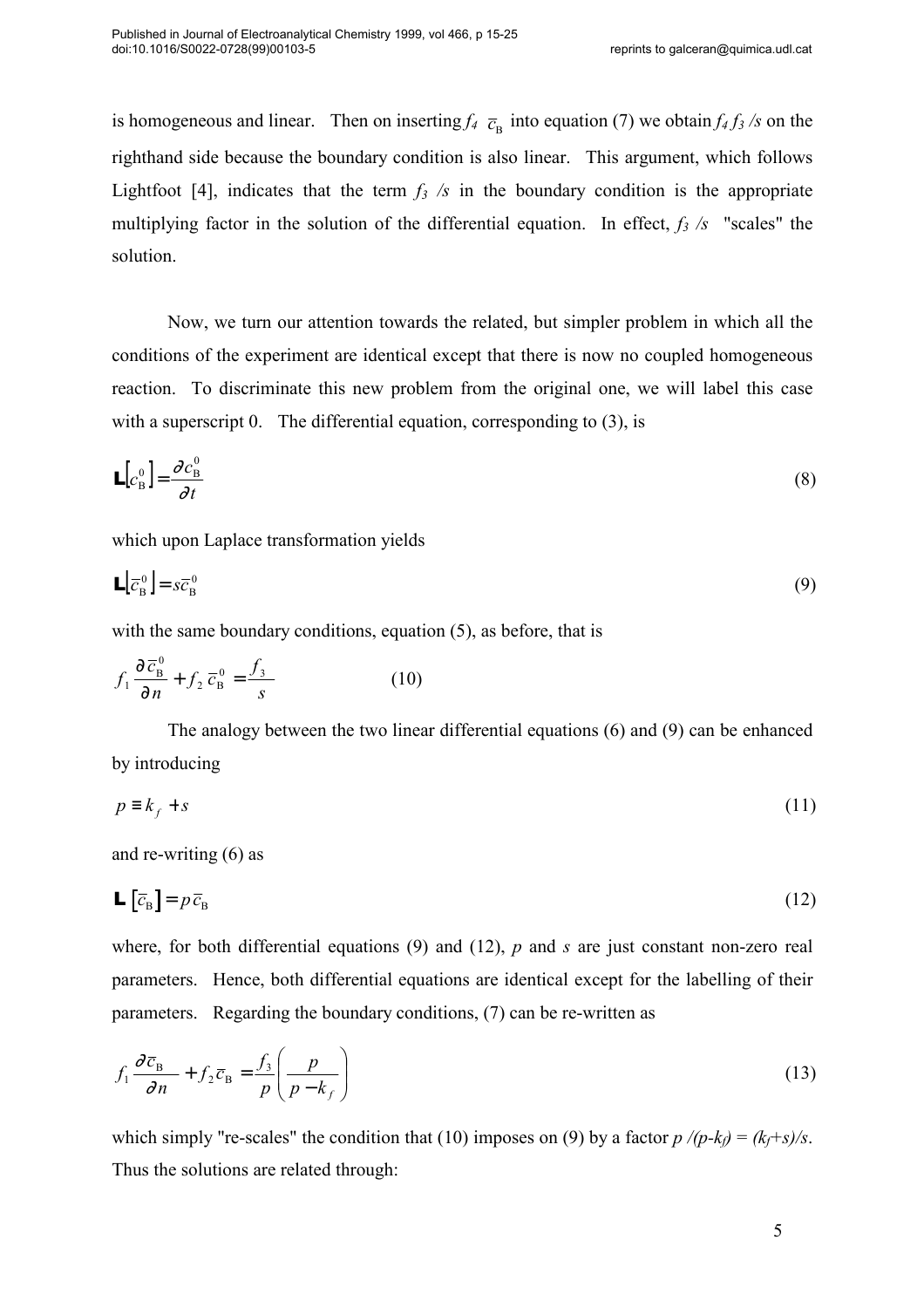is homogeneous and linear. Then on inserting $f_4\ \bar{c}_{\mathrm{B}}$ into equation (7) we obtain $f_4 f_3 /s$ on the righthand side because the boundary condition is also linear. This argument, which follows Lightfoot [4], indicates that the term $f_3\ /s$ in the boundary condition is the appropriate multiplying factor in the solution of the differential equation. In effect, $f_3\ /s$ "scales" the solution.

Now, we turn our attention towards the related, but simpler problem in which all the conditions of the experiment are identical except that there is now no coupled homogeneous reaction. To discriminate this new problem from the original one, we will label this case with a superscript 0. The differential equation, corresponding to (3), is

$$\mathbf{L}\left[c_{\mathrm{B}}^{0}\right]=\frac{\partial c_{\mathrm{B}}^{0}}{\partial t} \tag{8}$$

which upon Laplace transformation yields

$$\mathbf{L}\left[\bar{c}_{\mathrm{B}}^{0}\right]=s\bar{c}_{\mathrm{B}}^{0} \tag{9}$$

with the same boundary conditions, equation (5), as before, that is

$$f_1\frac{\partial \bar{c}_{\mathrm{B}}^{0}}{\partial n}+f_2\,\bar{c}_{\mathrm{B}}^{0}=\frac{f_3}{s} \tag{10}$$

The analogy between the two linear differential equations (6) and (9) can be enhanced by introducing

$$p\equiv k_f+s \tag{11}$$

and re-writing (6) as

$$\mathbf{L}\left[\bar{c}_{\mathrm{B}}\right]=p\,\bar{c}_{\mathrm{B}} \tag{12}$$

where, for both differential equations (9) and (12), $p$ and $s$ are just constant non-zero real parameters. Hence, both differential equations are identical except for the labelling of their parameters. Regarding the boundary conditions, (7) can be re-written as

$$f_1\frac{\partial \bar{c}_{\mathrm{B}}}{\partial n}+f_2\bar{c}_{\mathrm{B}}=\frac{f_3}{p}\left(\frac{p}{p-k_f}\right) \tag{13}$$

which simply "re-scales" the condition that (10) imposes on (9) by a factor $p/(p-k_f) = (k_f+s)/s$. Thus the solutions are related through: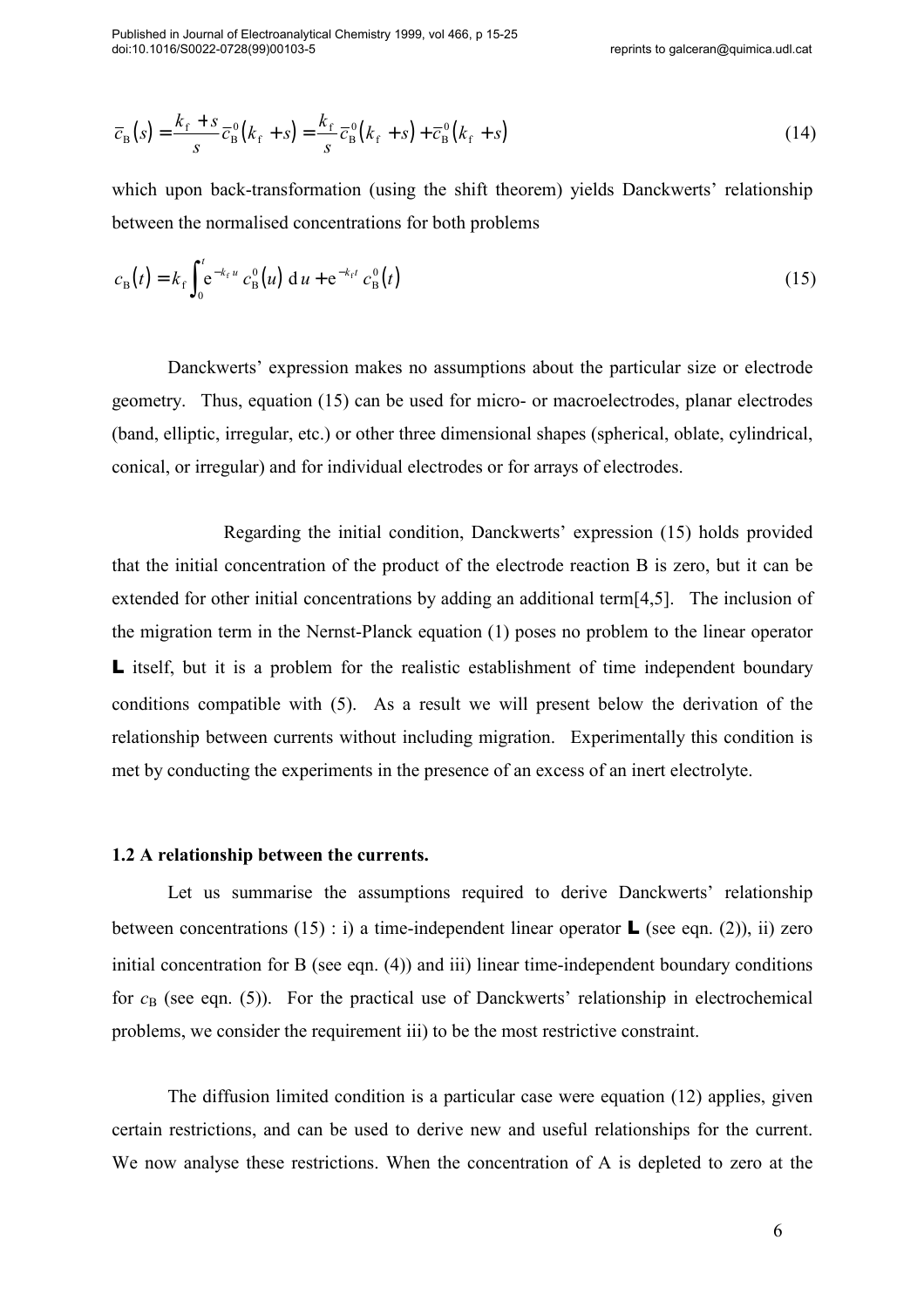$$\bar{c}_{\mathrm{B}}(s)=\frac{k_{\mathrm{f}}+s}{s}\bar{c}_{\mathrm{B}}^{0}(k_{\mathrm{f}}+s)=\frac{k_{\mathrm{f}}}{s}\bar{c}_{\mathrm{B}}^{0}(k_{\mathrm{f}}+s)+\bar{c}_{\mathrm{B}}^{0}(k_{\mathrm{f}}+s) \tag{14}$$

which upon back-transformation (using the shift theorem) yields Danckwerts' relationship between the normalised concentrations for both problems

$$c_{\mathrm{B}}(t)=k_{\mathrm{f}}\int_{0}^{t}\mathrm{e}^{-k_{\mathrm{f}}u}\,c_{\mathrm{B}}^{0}(u)\,\mathrm{d}\,u+\mathrm{e}^{-k_{\mathrm{f}}t}\,c_{\mathrm{B}}^{0}(t) \tag{15}$$

Danckwerts' expression makes no assumptions about the particular size or electrode geometry. Thus, equation (15) can be used for micro- or macroelectrodes, planar electrodes (band, elliptic, irregular, etc.) or other three dimensional shapes (spherical, oblate, cylindrical, conical, or irregular) and for individual electrodes or for arrays of electrodes.

Regarding the initial condition, Danckwerts' expression (15) holds provided that the initial concentration of the product of the electrode reaction B is zero, but it can be extended for other initial concentrations by adding an additional term[4,5]. The inclusion of the migration term in the Nernst-Planck equation (1) poses no problem to the linear operator **L** itself, but it is a problem for the realistic establishment of time independent boundary conditions compatible with (5). As a result we will present below the derivation of the relationship between currents without including migration. Experimentally this condition is met by conducting the experiments in the presence of an excess of an inert electrolyte.

### 1.2 A relationship between the currents.

Let us summarise the assumptions required to derive Danckwerts' relationship between concentrations (15) : i) a time-independent linear operator **L** (see eqn. (2)), ii) zero initial concentration for B (see eqn. (4)) and iii) linear time-independent boundary conditions for $c_{\mathrm{B}}$ (see eqn. (5)). For the practical use of Danckwerts' relationship in electrochemical problems, we consider the requirement iii) to be the most restrictive constraint.

The diffusion limited condition is a particular case were equation (12) applies, given certain restrictions, and can be used to derive new and useful relationships for the current. We now analyse these restrictions. When the concentration of A is depleted to zero at the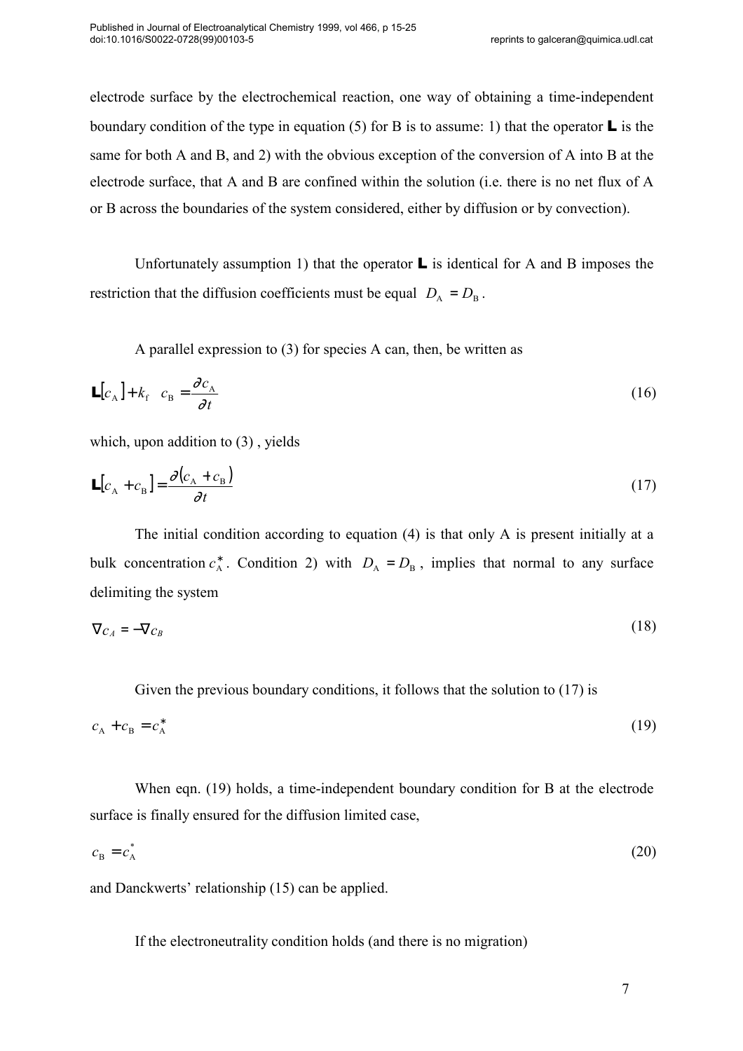electrode surface by the electrochemical reaction, one way of obtaining a time-independent boundary condition of the type in equation (5) for B is to assume: 1) that the operator $\mathbf{L}$ is the same for both A and B, and 2) with the obvious exception of the conversion of A into B at the electrode surface, that A and B are confined within the solution (i.e. there is no net flux of A or B across the boundaries of the system considered, either by diffusion or by convection).

Unfortunately assumption 1) that the operator $\mathbf{L}$ is identical for A and B imposes the restriction that the diffusion coefficients must be equal $D_{\mathrm{A}} = D_{\mathrm{B}}$.

A parallel expression to (3) for species A can, then, be written as

$$\mathbf{L}[c_{\mathrm{A}}] + k_{\mathrm{f}} \quad c_{\mathrm{B}} = \frac{\partial c_{\mathrm{A}}}{\partial t} \tag{16}$$

which, upon addition to (3) , yields

$$\mathbf{L}[c_{\mathrm{A}} + c_{\mathrm{B}}] = \frac{\partial (c_{\mathrm{A}} + c_{\mathrm{B}})}{\partial t} \tag{17}$$

The initial condition according to equation (4) is that only A is present initially at a bulk concentration $c_{\mathrm{A}}^{*}$. Condition 2) with $D_{\mathrm{A}} = D_{\mathrm{B}}$, implies that normal to any surface delimiting the system

$$\nabla c_{A} = -\nabla c_{B} \tag{18}$$

Given the previous boundary conditions, it follows that the solution to (17) is

$$c_{\mathrm{A}} + c_{\mathrm{B}} = c_{\mathrm{A}}^{*} \tag{19}$$

When eqn. (19) holds, a time-independent boundary condition for B at the electrode surface is finally ensured for the diffusion limited case,

$$c_{\mathrm{B}} = c_{\mathrm{A}}^{*} \tag{20}$$

and Danckwerts' relationship (15) can be applied.

If the electroneutrality condition holds (and there is no migration)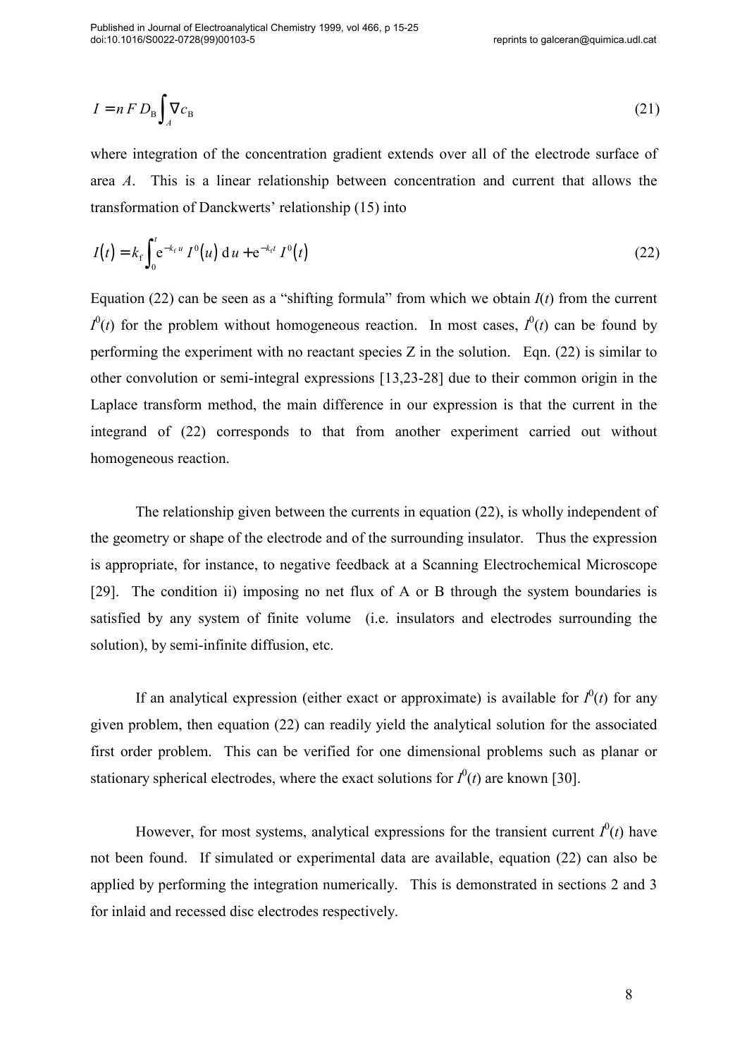$$I = n\,F\,D_{\mathrm{B}} \int_A \nabla c_{\mathrm{B}} \tag{21}$$

where integration of the concentration gradient extends over all of the electrode surface of area $A$. This is a linear relationship between concentration and current that allows the transformation of Danckwerts' relationship (15) into

$$I(t) = k_{\mathrm{f}} \int_0^t \mathrm{e}^{-k_{\mathrm{f}} u}\, I^0(u)\, \mathrm{d}u + \mathrm{e}^{-k_{\mathrm{f}} t}\, I^0(t) \tag{22}$$

Equation (22) can be seen as a "shifting formula" from which we obtain $I(t)$ from the current $I^0(t)$ for the problem without homogeneous reaction. In most cases, $I^0(t)$ can be found by performing the experiment with no reactant species Z in the solution. Eqn. (22) is similar to other convolution or semi-integral expressions [13,23-28] due to their common origin in the Laplace transform method, the main difference in our expression is that the current in the integrand of (22) corresponds to that from another experiment carried out without homogeneous reaction.

The relationship given between the currents in equation (22), is wholly independent of the geometry or shape of the electrode and of the surrounding insulator. Thus the expression is appropriate, for instance, to negative feedback at a Scanning Electrochemical Microscope [29]. The condition ii) imposing no net flux of A or B through the system boundaries is satisfied by any system of finite volume (i.e. insulators and electrodes surrounding the solution), by semi-infinite diffusion, etc.

If an analytical expression (either exact or approximate) is available for $I^0(t)$ for any given problem, then equation (22) can readily yield the analytical solution for the associated first order problem. This can be verified for one dimensional problems such as planar or stationary spherical electrodes, where the exact solutions for $I^0(t)$ are known [30].

However, for most systems, analytical expressions for the transient current $I^0(t)$ have not been found. If simulated or experimental data are available, equation (22) can also be applied by performing the integration numerically. This is demonstrated in sections 2 and 3 for inlaid and recessed disc electrodes respectively.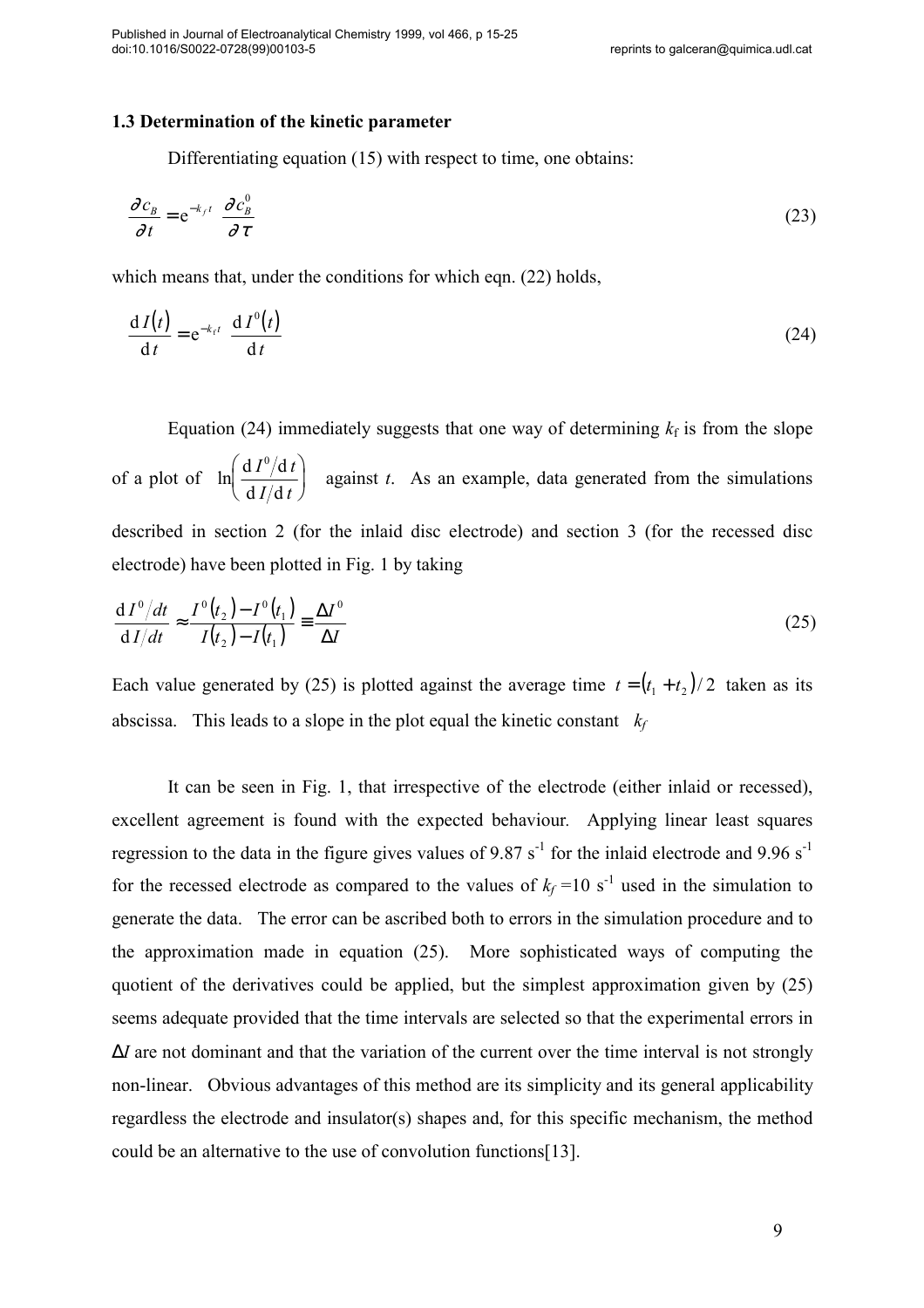### 1.3 Determination of the kinetic parameter

Differentiating equation (15) with respect to time, one obtains:

$$\frac{\partial c_B}{\partial t} = \mathrm{e}^{-k_f t} \frac{\partial c_B^0}{\partial \tau} \tag{23}$$

which means that, under the conditions for which eqn. (22) holds,

$$\frac{\mathrm{d}\,I(t)}{\mathrm{d}\,t} = \mathrm{e}^{-k_f t} \frac{\mathrm{d}\,I^0(t)}{\mathrm{d}\,t} \tag{24}$$

Equation (24) immediately suggests that one way of determining $k_f$ is from the slope of a plot of $\ln\left(\frac{\mathrm{d}\,I^0/\mathrm{d}\,t}{\mathrm{d}\,I/\mathrm{d}\,t}\right)$ against $t$. As an example, data generated from the simulations described in section 2 (for the inlaid disc electrode) and section 3 (for the recessed disc electrode) have been plotted in Fig. 1 by taking

$$\frac{\mathrm{d}\,I^0/dt}{\mathrm{d}\,I/dt} \approx \frac{I^0(t_2) - I^0(t_1)}{I(t_2) - I(t_1)} \equiv \frac{\Delta I^0}{\Delta I} \tag{25}$$

Each value generated by (25) is plotted against the average time $t = (t_1 + t_2)/2$ taken as its abscissa. This leads to a slope in the plot equal the kinetic constant $k_f$

It can be seen in Fig. 1, that irrespective of the electrode (either inlaid or recessed), excellent agreement is found with the expected behaviour. Applying linear least squares regression to the data in the figure gives values of 9.87 $s^{-1}$ for the inlaid electrode and 9.96 $s^{-1}$ for the recessed electrode as compared to the values of $k_f$ =10 $s^{-1}$ used in the simulation to generate the data. The error can be ascribed both to errors in the simulation procedure and to the approximation made in equation (25). More sophisticated ways of computing the quotient of the derivatives could be applied, but the simplest approximation given by (25) seems adequate provided that the time intervals are selected so that the experimental errors in $\Delta I$ are not dominant and that the variation of the current over the time interval is not strongly non-linear. Obvious advantages of this method are its simplicity and its general applicability regardless the electrode and insulator(s) shapes and, for this specific mechanism, the method could be an alternative to the use of convolution functions[13].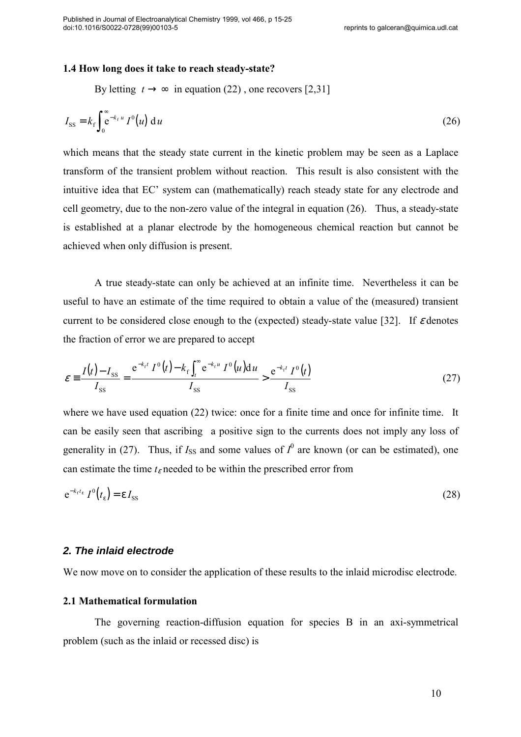### 1.4 How long does it take to reach steady-state?

By letting $t \to \infty$ in equation (22) , one recovers [2,31]

$$I_{\mathrm{SS}} = k_{\mathrm{f}} \int_0^{\infty} \mathrm{e}^{-k_{\mathrm{f}} u} \, I^0(u) \, \mathrm{d}\, u \tag{26}$$

which means that the steady state current in the kinetic problem may be seen as a Laplace transform of the transient problem without reaction. This result is also consistent with the intuitive idea that EC' system can (mathematically) reach steady state for any electrode and cell geometry, due to the non-zero value of the integral in equation (26). Thus, a steady-state is established at a planar electrode by the homogeneous chemical reaction but cannot be achieved when only diffusion is present.

A true steady-state can only be achieved at an infinite time. Nevertheless it can be useful to have an estimate of the time required to obtain a value of the (measured) transient current to be considered close enough to the (expected) steady-state value [32]. If $\varepsilon$ denotes the fraction of error we are prepared to accept

$$\varepsilon \equiv \frac{I(t) - I_{\mathrm{SS}}}{I_{\mathrm{SS}}} = \frac{\mathrm{e}^{-k_{\mathrm{f}} t} \, I^0(t) - k_{\mathrm{f}} \int_t^{\infty} \mathrm{e}^{-k_{\mathrm{f}} u} \, I^0(u) \mathrm{d}\, u}{I_{\mathrm{SS}}} > \frac{\mathrm{e}^{-k_{\mathrm{f}} t} \, I^0(t)}{I_{\mathrm{SS}}} \tag{27}$$

where we have used equation (22) twice: once for a finite time and once for infinite time. It can be easily seen that ascribing a positive sign to the currents does not imply any loss of generality in (27). Thus, if $I_{\mathrm{SS}}$ and some values of $I^0$ are known (or can be estimated), one can estimate the time $t_{\varepsilon}$ needed to be within the prescribed error from

$$\mathrm{e}^{-k_{\mathrm{f}} t_{\varepsilon}} \, I^0(t_{\varepsilon}) = \varepsilon \, I_{\mathrm{SS}} \tag{28}$$

## *2. The inlaid electrode*

We now move on to consider the application of these results to the inlaid microdisc electrode.

### 2.1 Mathematical formulation

The governing reaction-diffusion equation for species B in an axi-symmetrical problem (such as the inlaid or recessed disc) is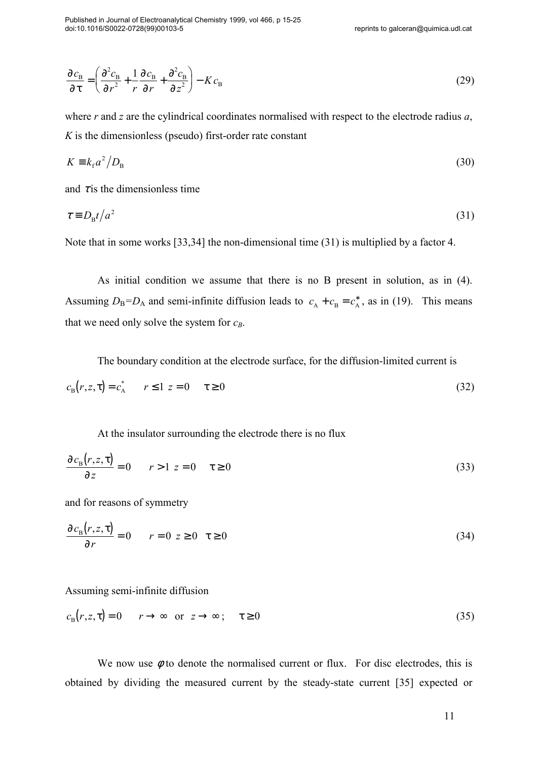$$\frac{\partial c_{\mathrm{B}}}{\partial \tau} = \left( \frac{\partial^2 c_{\mathrm{B}}}{\partial r^2} + \frac{1}{r}\frac{\partial c_{\mathrm{B}}}{\partial r} + \frac{\partial^2 c_{\mathrm{B}}}{\partial z^2} \right) - K\, c_{\mathrm{B}} \tag{29}$$

where $r$ and $z$ are the cylindrical coordinates normalised with respect to the electrode radius $a$, $K$ is the dimensionless (pseudo) first-order rate constant

$$K \equiv k_{\mathrm{f}} a^2 / D_{\mathrm{B}} \tag{30}$$

and $\tau$ is the dimensionless time

$$\tau \equiv D_{\mathrm{B}} t / a^2 \tag{31}$$

Note that in some works [33,34] the non-dimensional time (31) is multiplied by a factor 4.

As initial condition we assume that there is no B present in solution, as in (4). Assuming $D_{\mathrm{B}}=D_{\mathrm{A}}$ and semi-infinite diffusion leads to $c_{\mathrm{A}} + c_{\mathrm{B}} = c_{\mathrm{A}}^*$, as in (19). This means that we need only solve the system for $c_B$.

The boundary condition at the electrode surface, for the diffusion-limited current is

$$c_{\mathrm{B}}(r,z,\tau) = c_{\mathrm{A}}^* \qquad r \leq 1 \;\; z = 0 \qquad \tau \geq 0 \tag{32}$$

At the insulator surrounding the electrode there is no flux

$$\frac{\partial c_{\mathrm{B}}(r,z,\tau)}{\partial z} = 0 \qquad r > 1 \;\; z = 0 \qquad \tau \geq 0 \tag{33}$$

and for reasons of symmetry

$$\frac{\partial c_{\mathrm{B}}(r,z,\tau)}{\partial r} = 0 \qquad r = 0 \;\; z \geq 0 \quad \tau \geq 0 \tag{34}$$

Assuming semi-infinite diffusion

$$c_{\mathrm{B}}(r,z,\tau) = 0 \qquad r \to \infty \;\; \text{or} \;\; z \to \infty; \qquad \tau \geq 0 \tag{35}$$

We now use $\phi$ to denote the normalised current or flux. For disc electrodes, this is obtained by dividing the measured current by the steady-state current [35] expected or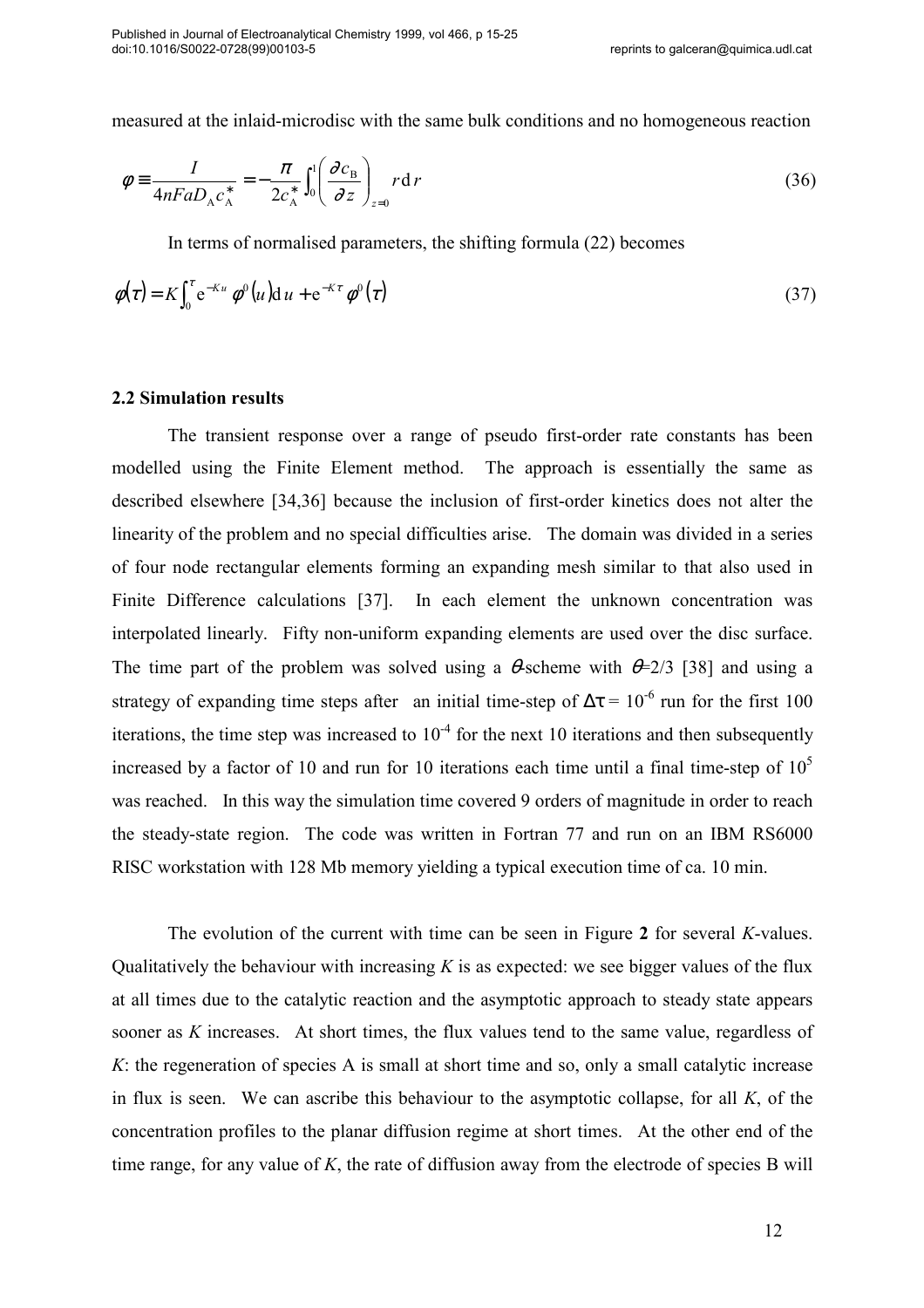measured at the inlaid-microdisc with the same bulk conditions and no homogeneous reaction

$$\phi \equiv \frac{I}{4nFaD_{\mathrm{A}}c_{\mathrm{A}}^{*}} = -\frac{\pi}{2c_{\mathrm{A}}^{*}}\int_{0}^{1}\left(\frac{\partial c_{\mathrm{B}}}{\partial z}\right)_{z=0} r\,\mathrm{d}\,r \tag{36}$$

In terms of normalised parameters, the shifting formula (22) becomes

$$\phi(\tau) = K\int_{0}^{\tau}\mathrm{e}^{-Ku}\,\phi^{0}(u)\,\mathrm{d}\,u + \mathrm{e}^{-K\tau}\,\phi^{0}(\tau) \tag{37}$$

### 2.2 Simulation results

The transient response over a range of pseudo first-order rate constants has been modelled using the Finite Element method. The approach is essentially the same as described elsewhere [34,36] because the inclusion of first-order kinetics does not alter the linearity of the problem and no special difficulties arise. The domain was divided in a series of four node rectangular elements forming an expanding mesh similar to that also used in Finite Difference calculations [37]. In each element the unknown concentration was interpolated linearly. Fifty non-uniform expanding elements are used over the disc surface. The time part of the problem was solved using a $\theta$-scheme with $\theta$=2/3 [38] and using a strategy of expanding time steps after an initial time-step of $\Delta\tau = 10^{-6}$ run for the first 100 iterations, the time step was increased to $10^{-4}$ for the next 10 iterations and then subsequently increased by a factor of 10 and run for 10 iterations each time until a final time-step of $10^{5}$ was reached. In this way the simulation time covered 9 orders of magnitude in order to reach the steady-state region. The code was written in Fortran 77 and run on an IBM RS6000 RISC workstation with 128 Mb memory yielding a typical execution time of ca. 10 min.

The evolution of the current with time can be seen in Figure **2** for several *K*-values. Qualitatively the behaviour with increasing *K* is as expected: we see bigger values of the flux at all times due to the catalytic reaction and the asymptotic approach to steady state appears sooner as *K* increases. At short times, the flux values tend to the same value, regardless of *K*: the regeneration of species A is small at short time and so, only a small catalytic increase in flux is seen. We can ascribe this behaviour to the asymptotic collapse, for all *K*, of the concentration profiles to the planar diffusion regime at short times. At the other end of the time range, for any value of *K*, the rate of diffusion away from the electrode of species B will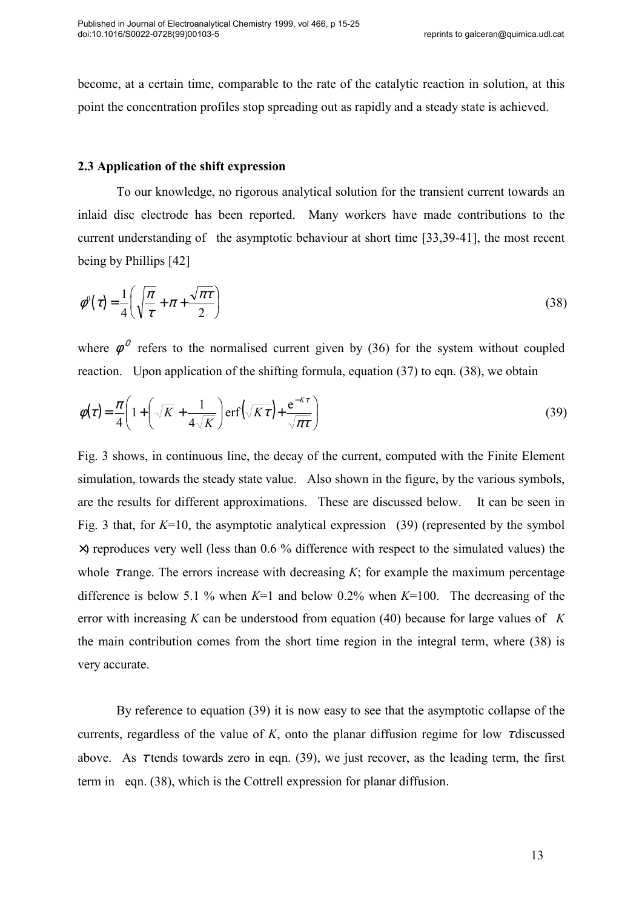become, at a certain time, comparable to the rate of the catalytic reaction in solution, at this point the concentration profiles stop spreading out as rapidly and a steady state is achieved.

### 2.3 Application of the shift expression

To our knowledge, no rigorous analytical solution for the transient current towards an inlaid disc electrode has been reported. Many workers have made contributions to the current understanding of the asymptotic behaviour at short time [33,39-41], the most recent being by Phillips [42]

$$\phi^0(\tau) = \frac{1}{4}\left(\sqrt{\frac{\pi}{\tau}} + \pi + \frac{\sqrt{\pi\tau}}{2}\right) \tag{38}$$

where $\phi^0$ refers to the normalised current given by (36) for the system without coupled reaction. Upon application of the shifting formula, equation (37) to eqn. (38), we obtain

$$\phi(\tau) = \frac{\pi}{4}\left(1 + \left(\sqrt{K} + \frac{1}{4\sqrt{K}}\right)\operatorname{erf}\left(\sqrt{K\tau}\right) + \frac{e^{-K\tau}}{\sqrt{\pi\tau}}\right) \tag{39}$$

Fig. 3 shows, in continuous line, the decay of the current, computed with the Finite Element simulation, towards the steady state value. Also shown in the figure, by the various symbols, are the results for different approximations. These are discussed below. It can be seen in Fig. 3 that, for $K$=10, the asymptotic analytical expression (39) (represented by the symbol ×) reproduces very well (less than 0.6 % difference with respect to the simulated values) the whole $\tau$ range. The errors increase with decreasing $K$; for example the maximum percentage difference is below 5.1 % when $K$=1 and below 0.2% when $K$=100. The decreasing of the error with increasing $K$ can be understood from equation (40) because for large values of $K$ the main contribution comes from the short time region in the integral term, where (38) is very accurate.

By reference to equation (39) it is now easy to see that the asymptotic collapse of the currents, regardless of the value of $K$, onto the planar diffusion regime for low $\tau$ discussed above. As $\tau$ tends towards zero in eqn. (39), we just recover, as the leading term, the first term in eqn. (38), which is the Cottrell expression for planar diffusion.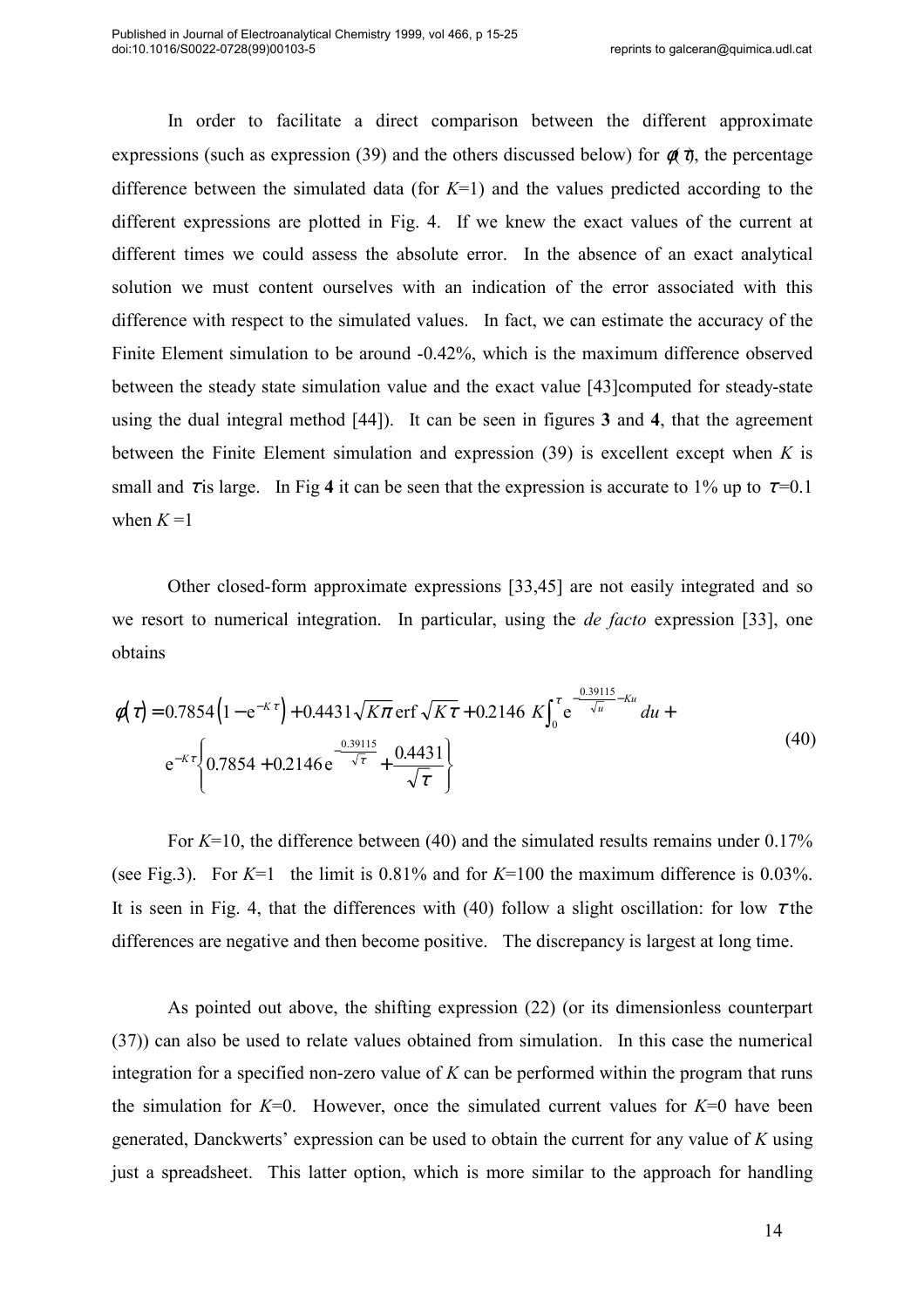In order to facilitate a direct comparison between the different approximate expressions (such as expression (39) and the others discussed below) for $\phi(\tau)$, the percentage difference between the simulated data (for $K$=1) and the values predicted according to the different expressions are plotted in Fig. 4. If we knew the exact values of the current at different times we could assess the absolute error. In the absence of an exact analytical solution we must content ourselves with an indication of the error associated with this difference with respect to the simulated values. In fact, we can estimate the accuracy of the Finite Element simulation to be around -0.42%, which is the maximum difference observed between the steady state simulation value and the exact value [43]computed for steady-state using the dual integral method [44]). It can be seen in figures **3** and **4**, that the agreement between the Finite Element simulation and expression (39) is excellent except when $K$ is small and $\tau$ is large. In Fig **4** it can be seen that the expression is accurate to 1% up to $\tau$=0.1 when $K$ =1

Other closed-form approximate expressions [33,45] are not easily integrated and so we resort to numerical integration. In particular, using the *de facto* expression [33], one obtains

$$
\begin{aligned}
\phi(\tau) = &0.7854\left(1-\mathrm{e}^{-K\tau}\right)+0.4431\sqrt{K\pi}\,\mathrm{erf}\sqrt{K\tau}+0.2146\ K\int_0^{\tau}\mathrm{e}^{-\frac{0.39115}{\sqrt{u}}-Ku}\,du\ + \\
&\mathrm{e}^{-K\tau}\left\{0.7854+0.2146\,\mathrm{e}^{-\frac{0.39115}{\sqrt{\tau}}}+\frac{0.4431}{\sqrt{\tau}}\right\}
\end{aligned}
\tag{40}
$$

For $K$=10, the difference between (40) and the simulated results remains under 0.17% (see Fig.3). For $K$=1 the limit is 0.81% and for $K$=100 the maximum difference is 0.03%. It is seen in Fig. 4, that the differences with (40) follow a slight oscillation: for low $\tau$ the differences are negative and then become positive. The discrepancy is largest at long time.

As pointed out above, the shifting expression (22) (or its dimensionless counterpart (37)) can also be used to relate values obtained from simulation. In this case the numerical integration for a specified non-zero value of $K$ can be performed within the program that runs the simulation for $K$=0. However, once the simulated current values for $K$=0 have been generated, Danckwerts' expression can be used to obtain the current for any value of $K$ using just a spreadsheet. This latter option, which is more similar to the approach for handling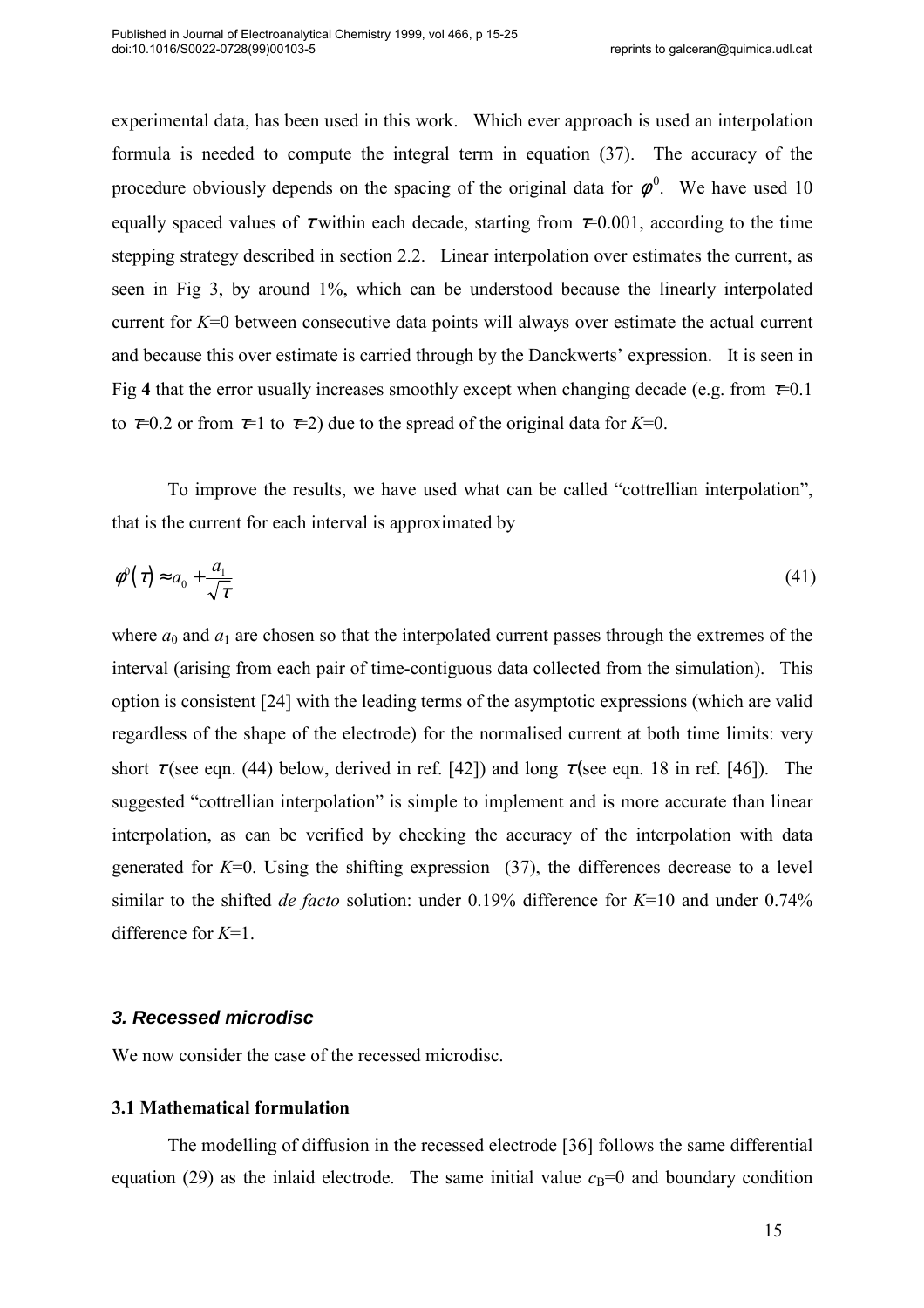experimental data, has been used in this work. Which ever approach is used an interpolation formula is needed to compute the integral term in equation (37). The accuracy of the procedure obviously depends on the spacing of the original data for $\phi^0$. We have used 10 equally spaced values of $\tau$ within each decade, starting from $\tau$=0.001, according to the time stepping strategy described in section 2.2. Linear interpolation over estimates the current, as seen in Fig 3, by around 1%, which can be understood because the linearly interpolated current for $K$=0 between consecutive data points will always over estimate the actual current and because this over estimate is carried through by the Danckwerts' expression. It is seen in Fig **4** that the error usually increases smoothly except when changing decade (e.g. from $\tau$=0.1 to $\tau$=0.2 or from $\tau$=1 to $\tau$=2) due to the spread of the original data for $K$=0.

To improve the results, we have used what can be called "cottrellian interpolation", that is the current for each interval is approximated by

$$\phi^0(\tau) \approx a_0 + \frac{a_1}{\sqrt{\tau}} \tag{41}$$

where $a_0$ and $a_1$ are chosen so that the interpolated current passes through the extremes of the interval (arising from each pair of time-contiguous data collected from the simulation). This option is consistent [24] with the leading terms of the asymptotic expressions (which are valid regardless of the shape of the electrode) for the normalised current at both time limits: very short $\tau$ (see eqn. (44) below, derived in ref. [42]) and long $\tau$ (see eqn. 18 in ref. [46]). The suggested "cottrellian interpolation" is simple to implement and is more accurate than linear interpolation, as can be verified by checking the accuracy of the interpolation with data generated for $K$=0. Using the shifting expression (37), the differences decrease to a level similar to the shifted *de facto* solution: under 0.19% difference for $K$=10 and under 0.74% difference for $K$=1.

### *3. Recessed microdisc*

We now consider the case of the recessed microdisc.

#### **3.1 Mathematical formulation**

The modelling of diffusion in the recessed electrode [36] follows the same differential equation (29) as the inlaid electrode. The same initial value $c_B$=0 and boundary condition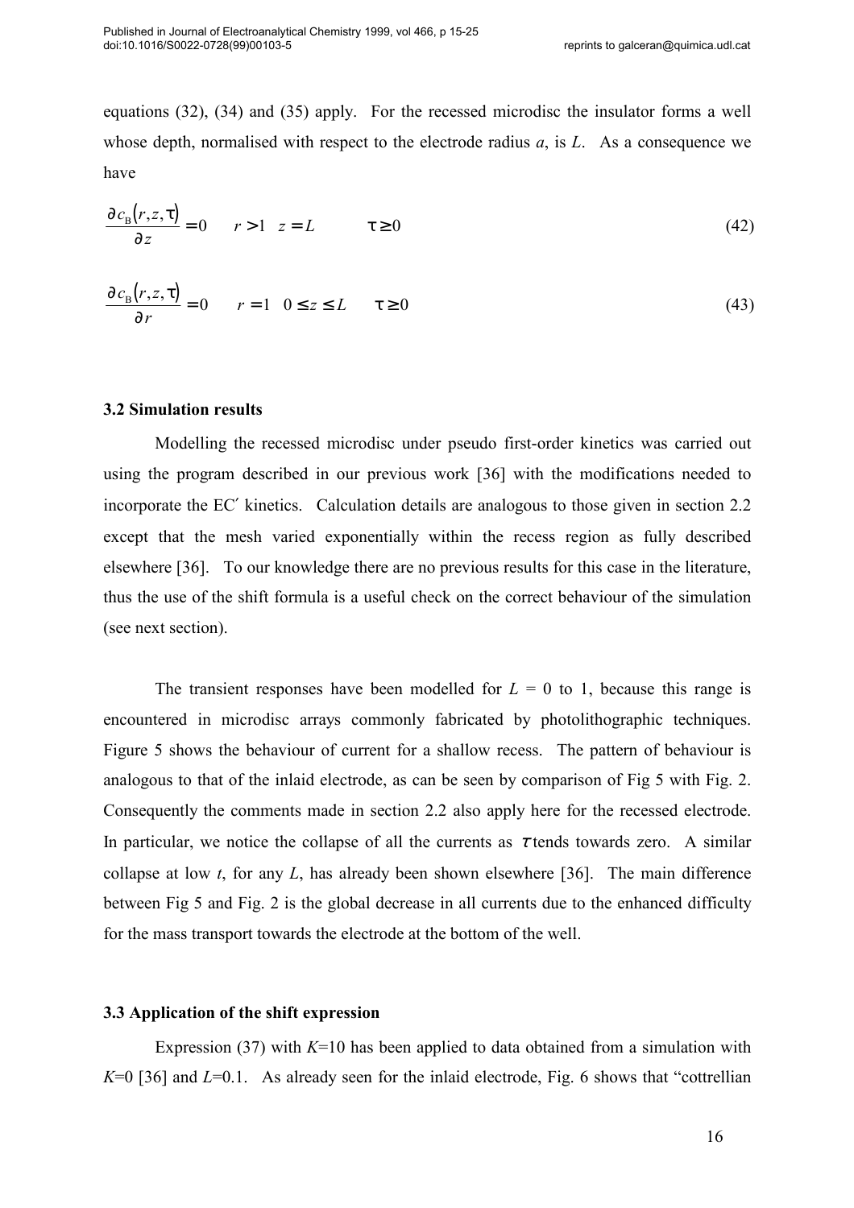equations (32), (34) and (35) apply. For the recessed microdisc the insulator forms a well whose depth, normalised with respect to the electrode radius $a$, is $L$. As a consequence we have

$$\frac{\partial c_{\mathrm{B}}(r,z,\tau)}{\partial z} = 0 \qquad r > 1 \quad z = L \qquad \tau \geq 0 \tag{42}$$

$$\frac{\partial c_{\mathrm{B}}(r,z,\tau)}{\partial r} = 0 \qquad r = 1 \quad 0 \leq z \leq L \qquad \tau \geq 0 \tag{43}$$

### 3.2 Simulation results

Modelling the recessed microdisc under pseudo first-order kinetics was carried out using the program described in our previous work [36] with the modifications needed to incorporate the EC′ kinetics. Calculation details are analogous to those given in section 2.2 except that the mesh varied exponentially within the recess region as fully described elsewhere [36]. To our knowledge there are no previous results for this case in the literature, thus the use of the shift formula is a useful check on the correct behaviour of the simulation (see next section).

The transient responses have been modelled for $L$ = 0 to 1, because this range is encountered in microdisc arrays commonly fabricated by photolithographic techniques. Figure 5 shows the behaviour of current for a shallow recess. The pattern of behaviour is analogous to that of the inlaid electrode, as can be seen by comparison of Fig 5 with Fig. 2. Consequently the comments made in section 2.2 also apply here for the recessed electrode. In particular, we notice the collapse of all the currents as $\tau$ tends towards zero. A similar collapse at low $t$, for any $L$, has already been shown elsewhere [36]. The main difference between Fig 5 and Fig. 2 is the global decrease in all currents due to the enhanced difficulty for the mass transport towards the electrode at the bottom of the well.

### 3.3 Application of the shift expression

Expression (37) with $K$=10 has been applied to data obtained from a simulation with $K$=0 [36] and $L$=0.1. As already seen for the inlaid electrode, Fig. 6 shows that "cottrellian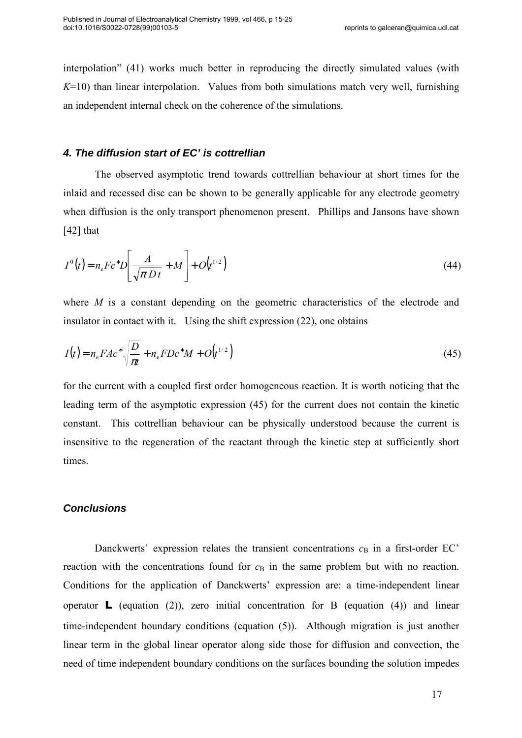interpolation" (41) works much better in reproducing the directly simulated values (with $K$=10) than linear interpolation. Values from both simulations match very well, furnishing an independent internal check on the coherence of the simulations.

### *4. The diffusion start of EC' is cottrellian*

The observed asymptotic trend towards cottrellian behaviour at short times for the inlaid and recessed disc can be shown to be generally applicable for any electrode geometry when diffusion is the only transport phenomenon present. Phillips and Jansons have shown [42] that

$$I^{0}(t) = n_{\mathrm{e}} F c^{*} D \left[ \frac{A}{\sqrt{\pi D t}} + M \right] + O\left(t^{1/2}\right) \tag{44}$$

where $M$ is a constant depending on the geometric characteristics of the electrode and insulator in contact with it. Using the shift expression (22), one obtains

$$I(t) = n_{\mathrm{e}} F A c^{*} \sqrt{\frac{D}{\pi t}} + n_{\mathrm{e}} F D c^{*} M + O\left(t^{1/2}\right) \tag{45}$$

for the current with a coupled first order homogeneous reaction. It is worth noticing that the leading term of the asymptotic expression (45) for the current does not contain the kinetic constant. This cottrellian behaviour can be physically understood because the current is insensitive to the regeneration of the reactant through the kinetic step at sufficiently short times.

### *Conclusions*

Danckwerts' expression relates the transient concentrations $c_{\mathrm{B}}$ in a first-order EC' reaction with the concentrations found for $c_{\mathrm{B}}$ in the same problem but with no reaction. Conditions for the application of Danckwerts' expression are: a time-independent linear operator $\mathbf{L}$ (equation (2)), zero initial concentration for B (equation (4)) and linear time-independent boundary conditions (equation (5)). Although migration is just another linear term in the global linear operator along side those for diffusion and convection, the need of time independent boundary conditions on the surfaces bounding the solution impedes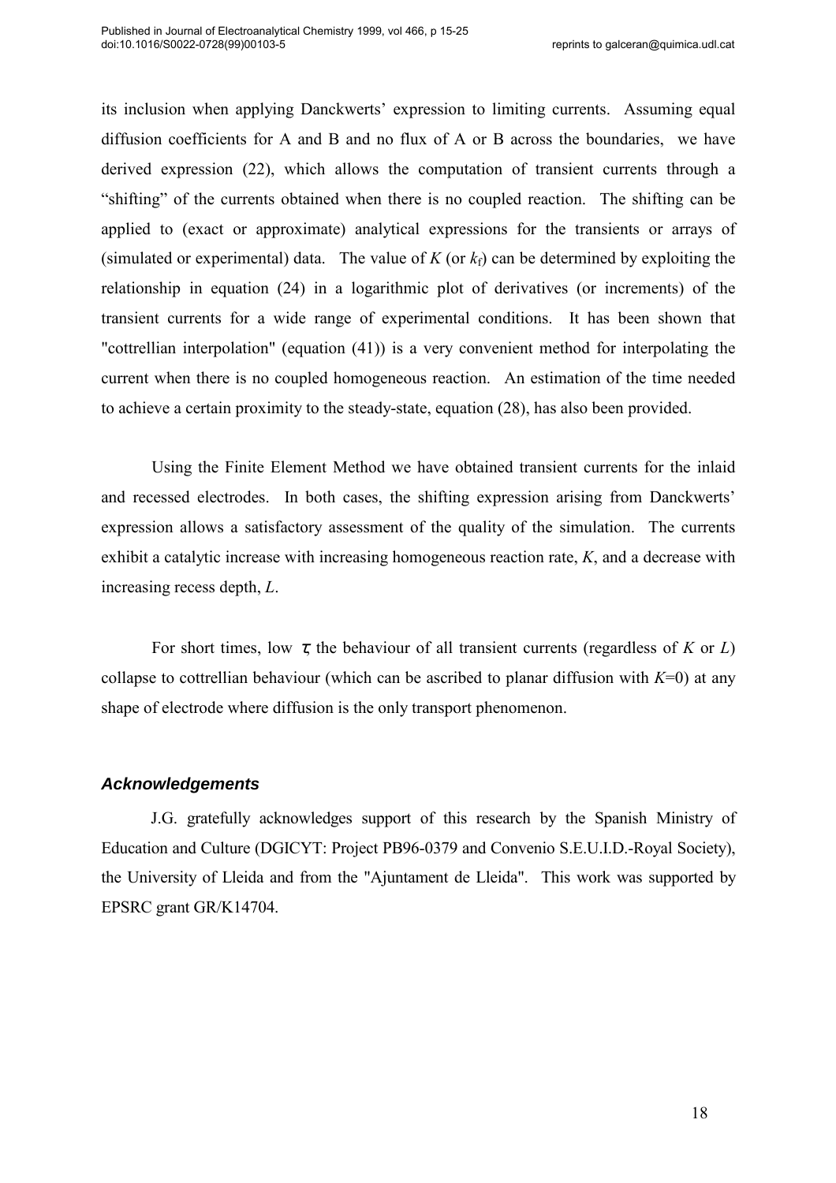its inclusion when applying Danckwerts' expression to limiting currents. Assuming equal diffusion coefficients for A and B and no flux of A or B across the boundaries, we have derived expression (22), which allows the computation of transient currents through a "shifting" of the currents obtained when there is no coupled reaction. The shifting can be applied to (exact or approximate) analytical expressions for the transients or arrays of (simulated or experimental) data. The value of $K$ (or $k_f$) can be determined by exploiting the relationship in equation (24) in a logarithmic plot of derivatives (or increments) of the transient currents for a wide range of experimental conditions. It has been shown that "cottrellian interpolation" (equation (41)) is a very convenient method for interpolating the current when there is no coupled homogeneous reaction. An estimation of the time needed to achieve a certain proximity to the steady-state, equation (28), has also been provided.

Using the Finite Element Method we have obtained transient currents for the inlaid and recessed electrodes. In both cases, the shifting expression arising from Danckwerts' expression allows a satisfactory assessment of the quality of the simulation. The currents exhibit a catalytic increase with increasing homogeneous reaction rate, $K$, and a decrease with increasing recess depth, $L$.

For short times, low $\tau$, the behaviour of all transient currents (regardless of $K$ or $L$) collapse to cottrellian behaviour (which can be ascribed to planar diffusion with $K$=0) at any shape of electrode where diffusion is the only transport phenomenon.

### *Acknowledgements*

J.G. gratefully acknowledges support of this research by the Spanish Ministry of Education and Culture (DGICYT: Project PB96-0379 and Convenio S.E.U.I.D.-Royal Society), the University of Lleida and from the "Ajuntament de Lleida". This work was supported by EPSRC grant GR/K14704.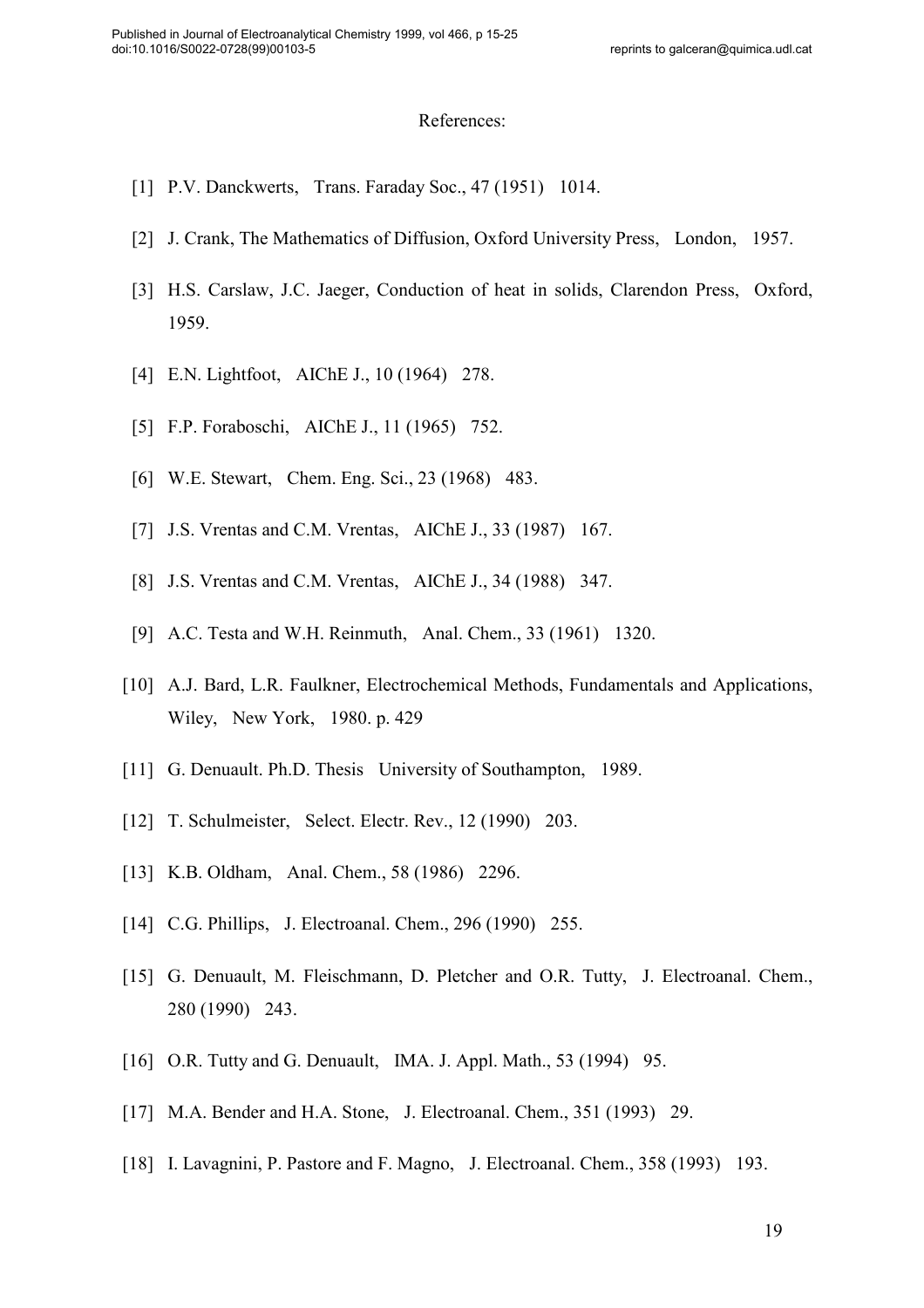References:

[1] P.V. Danckwerts, Trans. Faraday Soc., 47 (1951) 1014.

[2] J. Crank, The Mathematics of Diffusion, Oxford University Press, London, 1957.

[3] H.S. Carslaw, J.C. Jaeger, Conduction of heat in solids, Clarendon Press, Oxford, 1959.

[4] E.N. Lightfoot, AIChE J., 10 (1964) 278.

[5] F.P. Foraboschi, AIChE J., 11 (1965) 752.

[6] W.E. Stewart, Chem. Eng. Sci., 23 (1968) 483.

[7] J.S. Vrentas and C.M. Vrentas, AIChE J., 33 (1987) 167.

[8] J.S. Vrentas and C.M. Vrentas, AIChE J., 34 (1988) 347.

[9] A.C. Testa and W.H. Reinmuth, Anal. Chem., 33 (1961) 1320.

[10] A.J. Bard, L.R. Faulkner, Electrochemical Methods, Fundamentals and Applications, Wiley, New York, 1980. p. 429

[11] G. Denuault. Ph.D. Thesis University of Southampton, 1989.

[12] T. Schulmeister, Select. Electr. Rev., 12 (1990) 203.

[13] K.B. Oldham, Anal. Chem., 58 (1986) 2296.

[14] C.G. Phillips, J. Electroanal. Chem., 296 (1990) 255.

[15] G. Denuault, M. Fleischmann, D. Pletcher and O.R. Tutty, J. Electroanal. Chem., 280 (1990) 243.

[16] O.R. Tutty and G. Denuault, IMA. J. Appl. Math., 53 (1994) 95.

[17] M.A. Bender and H.A. Stone, J. Electroanal. Chem., 351 (1993) 29.

[18] I. Lavagnini, P. Pastore and F. Magno, J. Electroanal. Chem., 358 (1993) 193.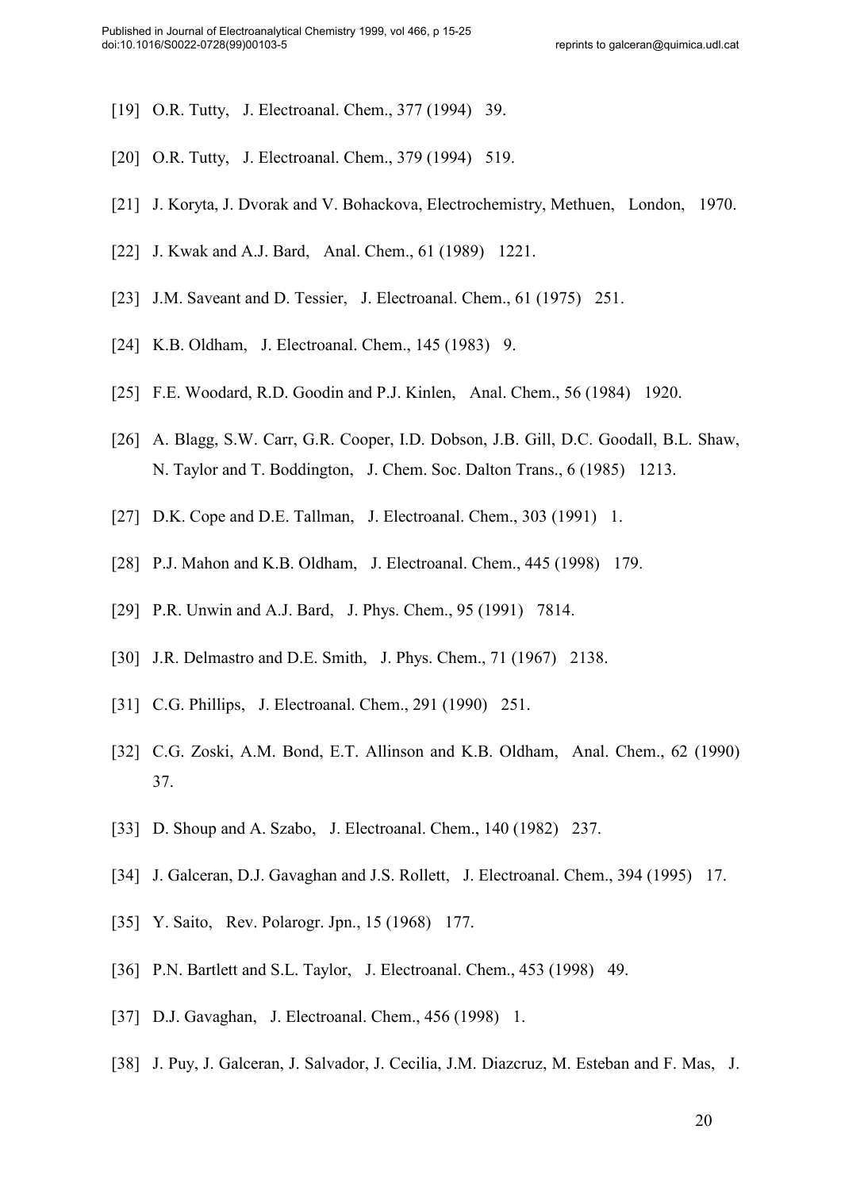[19] O.R. Tutty, J. Electroanal. Chem., 377 (1994) 39.

[20] O.R. Tutty, J. Electroanal. Chem., 379 (1994) 519.

[21] J. Koryta, J. Dvorak and V. Bohackova, Electrochemistry, Methuen, London, 1970.

[22] J. Kwak and A.J. Bard, Anal. Chem., 61 (1989) 1221.

[23] J.M. Saveant and D. Tessier, J. Electroanal. Chem., 61 (1975) 251.

[24] K.B. Oldham, J. Electroanal. Chem., 145 (1983) 9.

[25] F.E. Woodard, R.D. Goodin and P.J. Kinlen, Anal. Chem., 56 (1984) 1920.

[26] A. Blagg, S.W. Carr, G.R. Cooper, I.D. Dobson, J.B. Gill, D.C. Goodall, B.L. Shaw, N. Taylor and T. Boddington, J. Chem. Soc. Dalton Trans., 6 (1985) 1213.

[27] D.K. Cope and D.E. Tallman, J. Electroanal. Chem., 303 (1991) 1.

[28] P.J. Mahon and K.B. Oldham, J. Electroanal. Chem., 445 (1998) 179.

[29] P.R. Unwin and A.J. Bard, J. Phys. Chem., 95 (1991) 7814.

[30] J.R. Delmastro and D.E. Smith, J. Phys. Chem., 71 (1967) 2138.

[31] C.G. Phillips, J. Electroanal. Chem., 291 (1990) 251.

[32] C.G. Zoski, A.M. Bond, E.T. Allinson and K.B. Oldham, Anal. Chem., 62 (1990) 37.

[33] D. Shoup and A. Szabo, J. Electroanal. Chem., 140 (1982) 237.

[34] J. Galceran, D.J. Gavaghan and J.S. Rollett, J. Electroanal. Chem., 394 (1995) 17.

[35] Y. Saito, Rev. Polarogr. Jpn., 15 (1968) 177.

[36] P.N. Bartlett and S.L. Taylor, J. Electroanal. Chem., 453 (1998) 49.

[37] D.J. Gavaghan, J. Electroanal. Chem., 456 (1998) 1.

[38] J. Puy, J. Galceran, J. Salvador, J. Cecilia, J.M. Diazcruz, M. Esteban and F. Mas, J.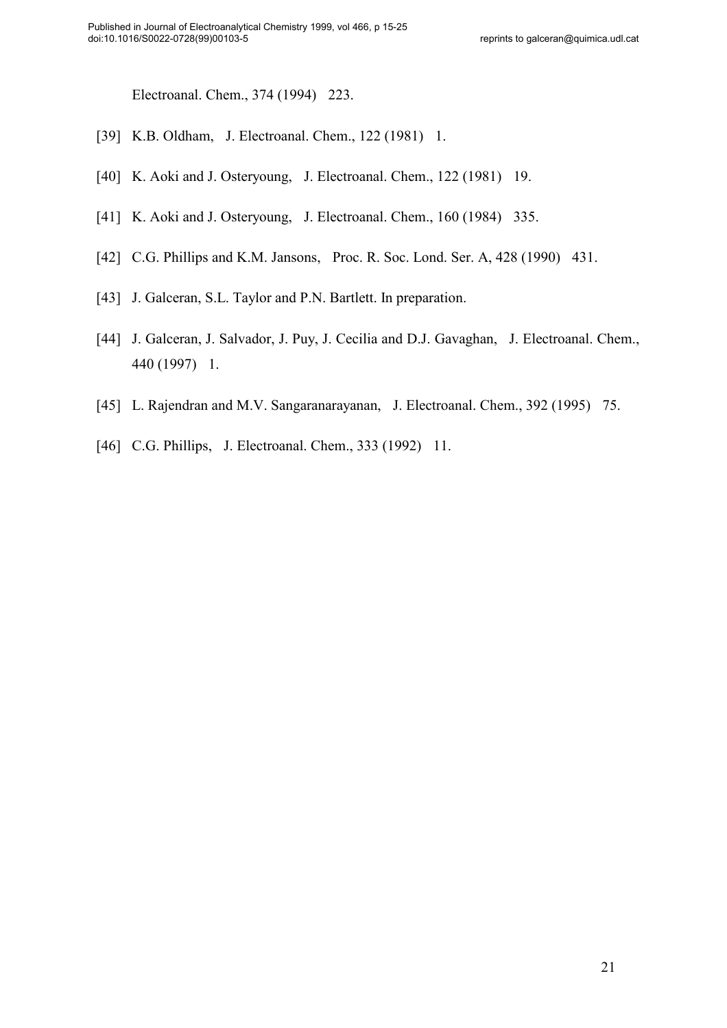Electroanal. Chem., 374 (1994) 223.

[39] K.B. Oldham, J. Electroanal. Chem., 122 (1981) 1.

[40] K. Aoki and J. Osteryoung, J. Electroanal. Chem., 122 (1981) 19.

[41] K. Aoki and J. Osteryoung, J. Electroanal. Chem., 160 (1984) 335.

[42] C.G. Phillips and K.M. Jansons, Proc. R. Soc. Lond. Ser. A, 428 (1990) 431.

[43] J. Galceran, S.L. Taylor and P.N. Bartlett. In preparation.

[44] J. Galceran, J. Salvador, J. Puy, J. Cecilia and D.J. Gavaghan, J. Electroanal. Chem., 440 (1997) 1.

[45] L. Rajendran and M.V. Sangaranarayanan, J. Electroanal. Chem., 392 (1995) 75.

[46] C.G. Phillips, J. Electroanal. Chem., 333 (1992) 11.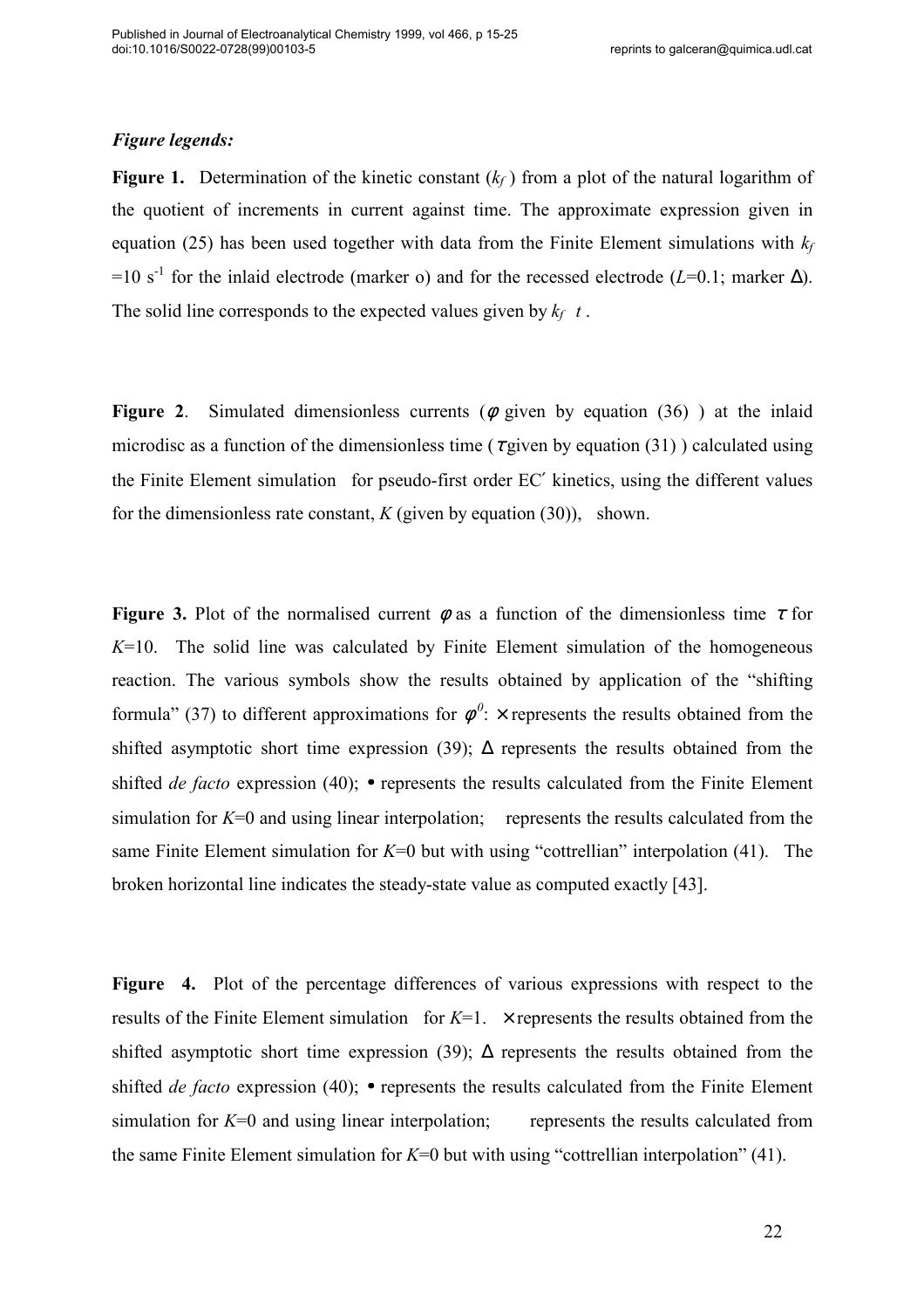***Figure legends:***

**Figure 1.** Determination of the kinetic constant ($k_f$) from a plot of the natural logarithm of the quotient of increments in current against time. The approximate expression given in equation (25) has been used together with data from the Finite Element simulations with $k_f$ =10 $s^{-1}$ for the inlaid electrode (marker o) and for the recessed electrode ($L$=0.1; marker Δ). The solid line corresponds to the expected values given by $k_f \ t$ .

**Figure 2**. Simulated dimensionless currents ($\phi$ given by equation (36) ) at the inlaid microdisc as a function of the dimensionless time ( $\tau$ given by equation (31) ) calculated using the Finite Element simulation for pseudo-first order EC′ kinetics, using the different values for the dimensionless rate constant, $K$ (given by equation (30)), shown.

**Figure 3.** Plot of the normalised current $\phi$ as a function of the dimensionless time $\tau$ for $K$=10. The solid line was calculated by Finite Element simulation of the homogeneous reaction. The various symbols show the results obtained by application of the "shifting formula" (37) to different approximations for $\phi^0$: × represents the results obtained from the shifted asymptotic short time expression (39); Δ represents the results obtained from the shifted *de facto* expression (40); • represents the results calculated from the Finite Element simulation for $K$=0 and using linear interpolation; represents the results calculated from the same Finite Element simulation for $K$=0 but with using "cottrellian" interpolation (41). The broken horizontal line indicates the steady-state value as computed exactly [43].

**Figure 4.** Plot of the percentage differences of various expressions with respect to the results of the Finite Element simulation for $K$=1. × represents the results obtained from the shifted asymptotic short time expression (39); Δ represents the results obtained from the shifted *de facto* expression (40); • represents the results calculated from the Finite Element simulation for $K$=0 and using linear interpolation; represents the results calculated from the same Finite Element simulation for $K$=0 but with using "cottrellian interpolation" (41).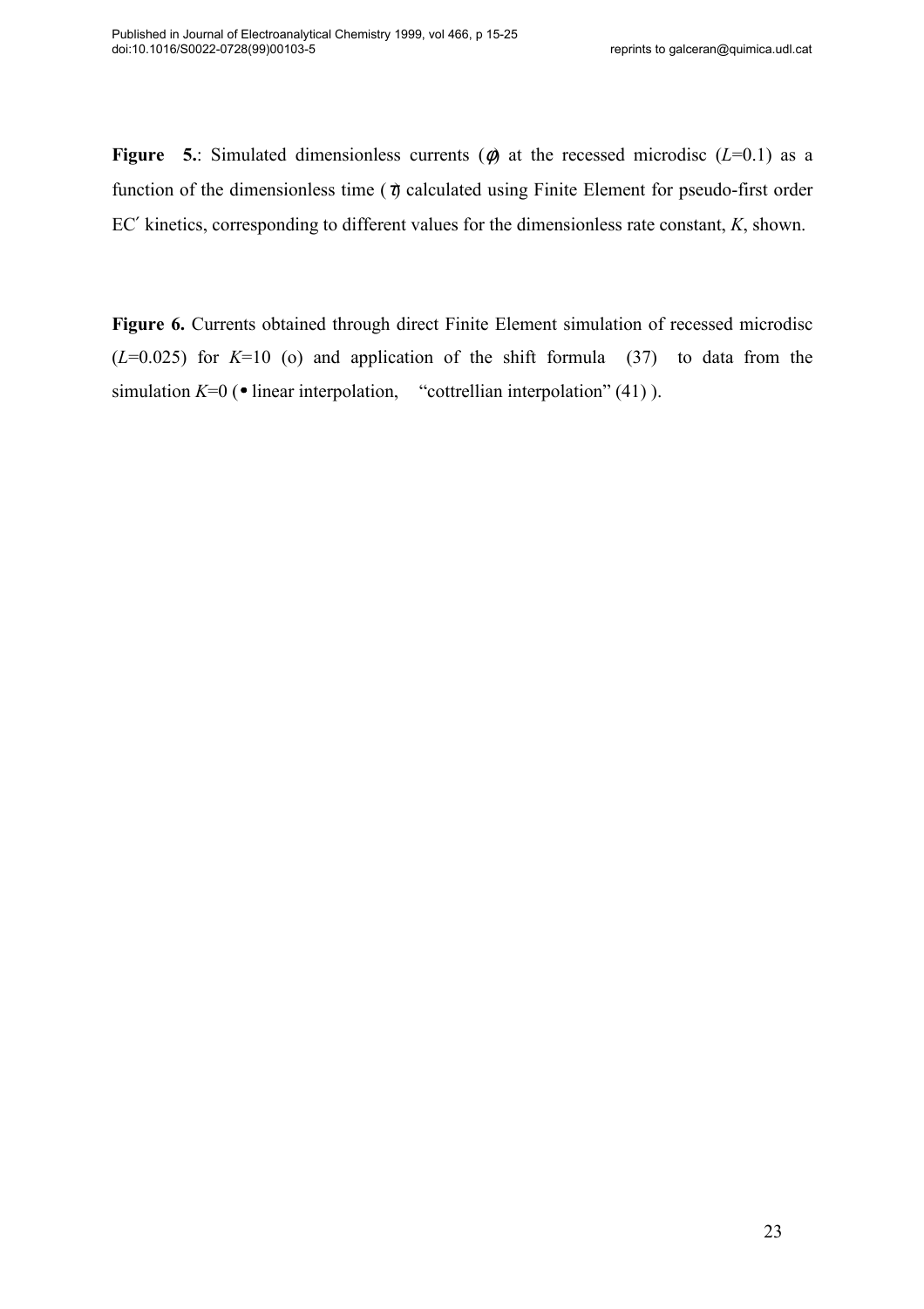**Figure 5.**: Simulated dimensionless currents ($\phi$) at the recessed microdisc ($L$=0.1) as a function of the dimensionless time ($\tau$) calculated using Finite Element for pseudo-first order EC′ kinetics, corresponding to different values for the dimensionless rate constant, $K$, shown.

**Figure 6.** Currents obtained through direct Finite Element simulation of recessed microdisc ($L$=0.025) for $K$=10 (o) and application of the shift formula (37) to data from the simulation $K$=0 (• linear interpolation, "cottrellian interpolation" (41) ).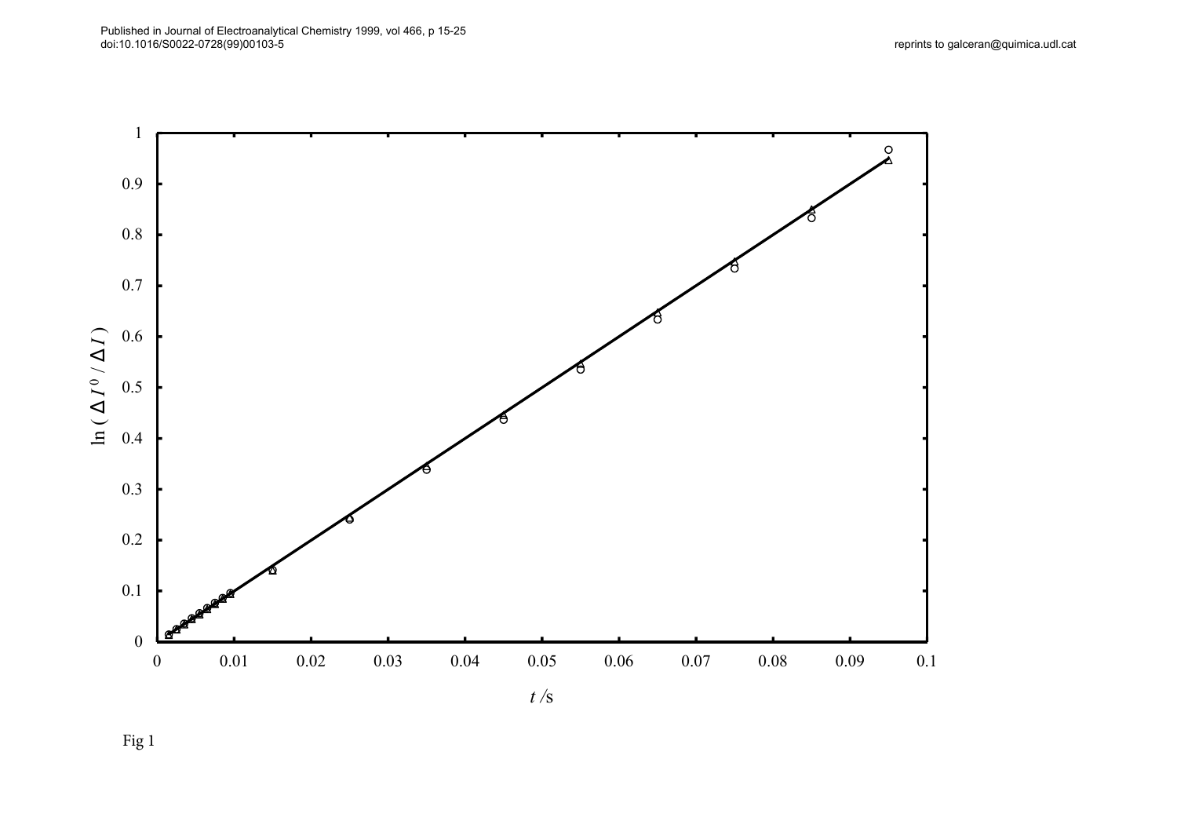Fig 1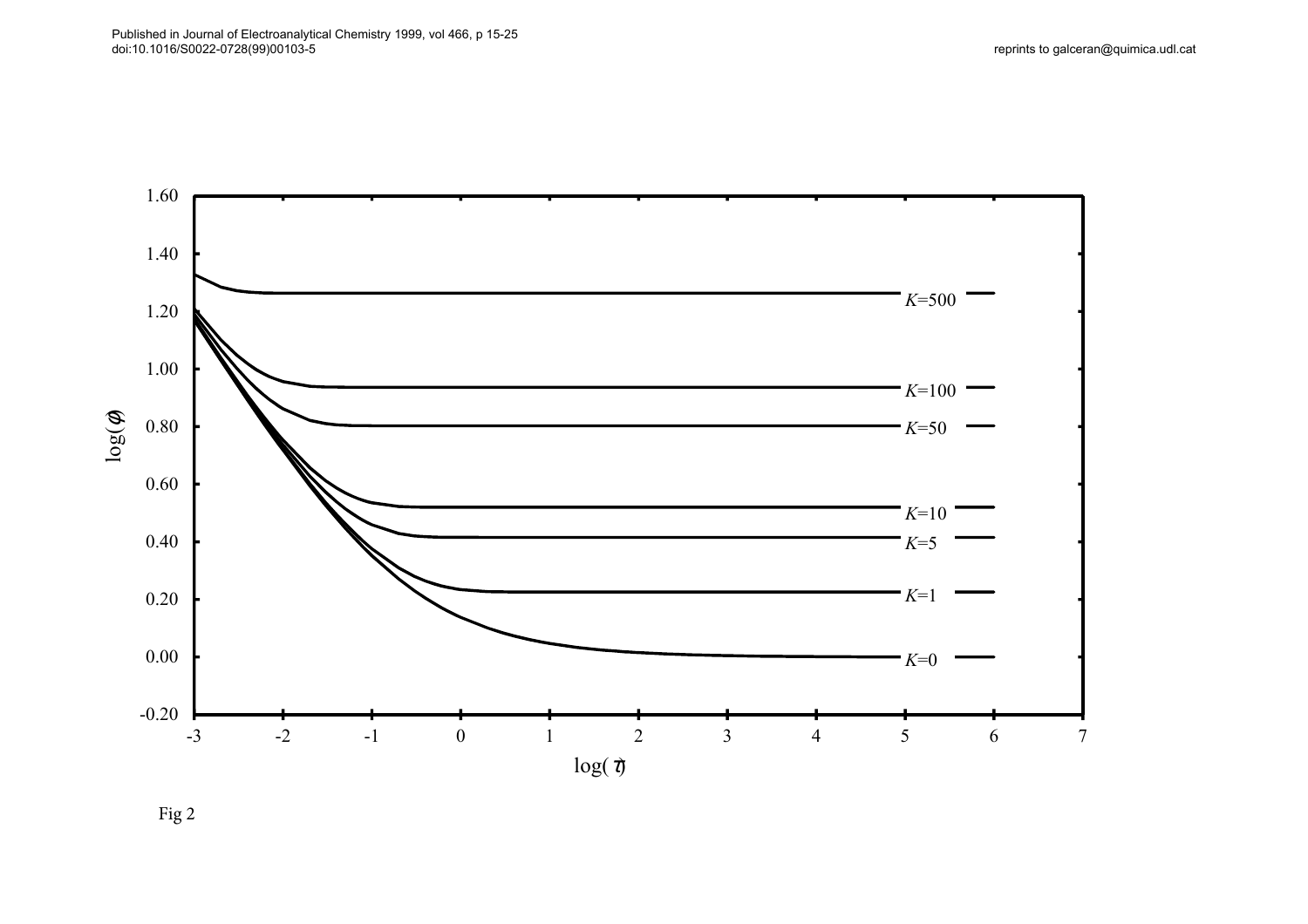Fig 2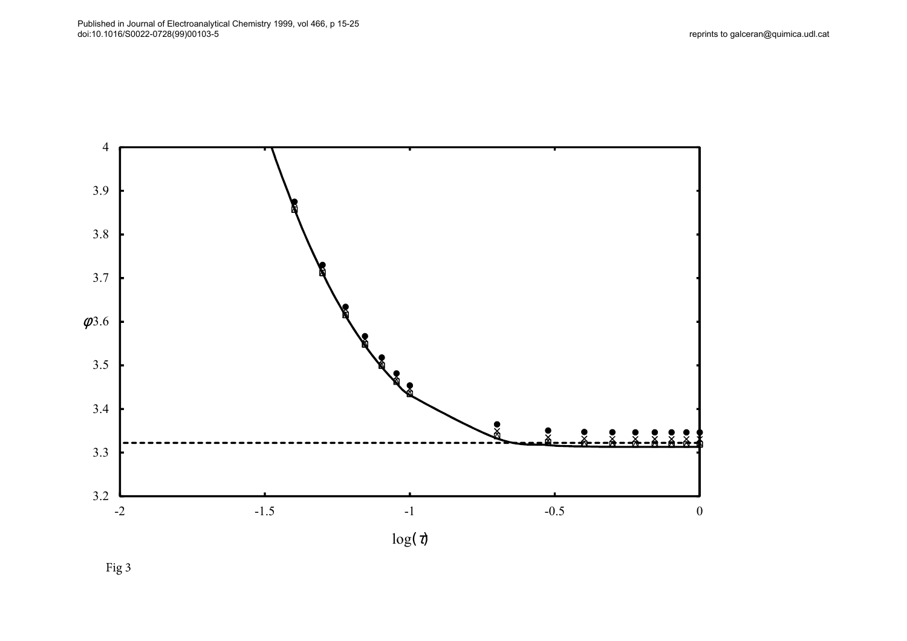Fig 3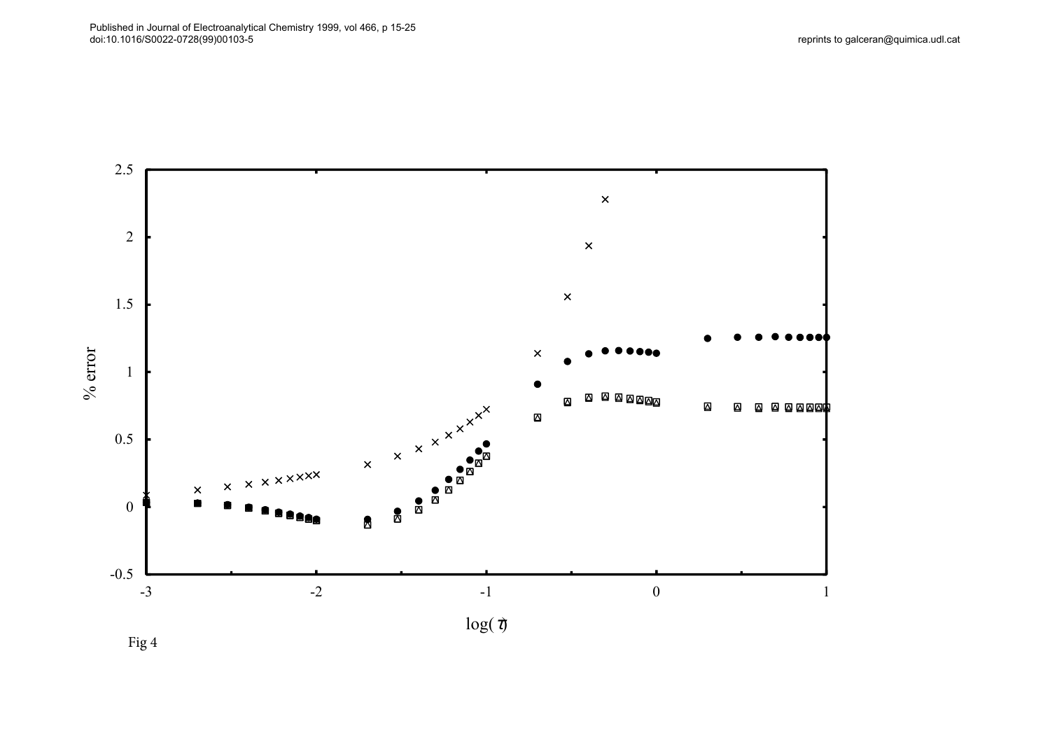Fig 4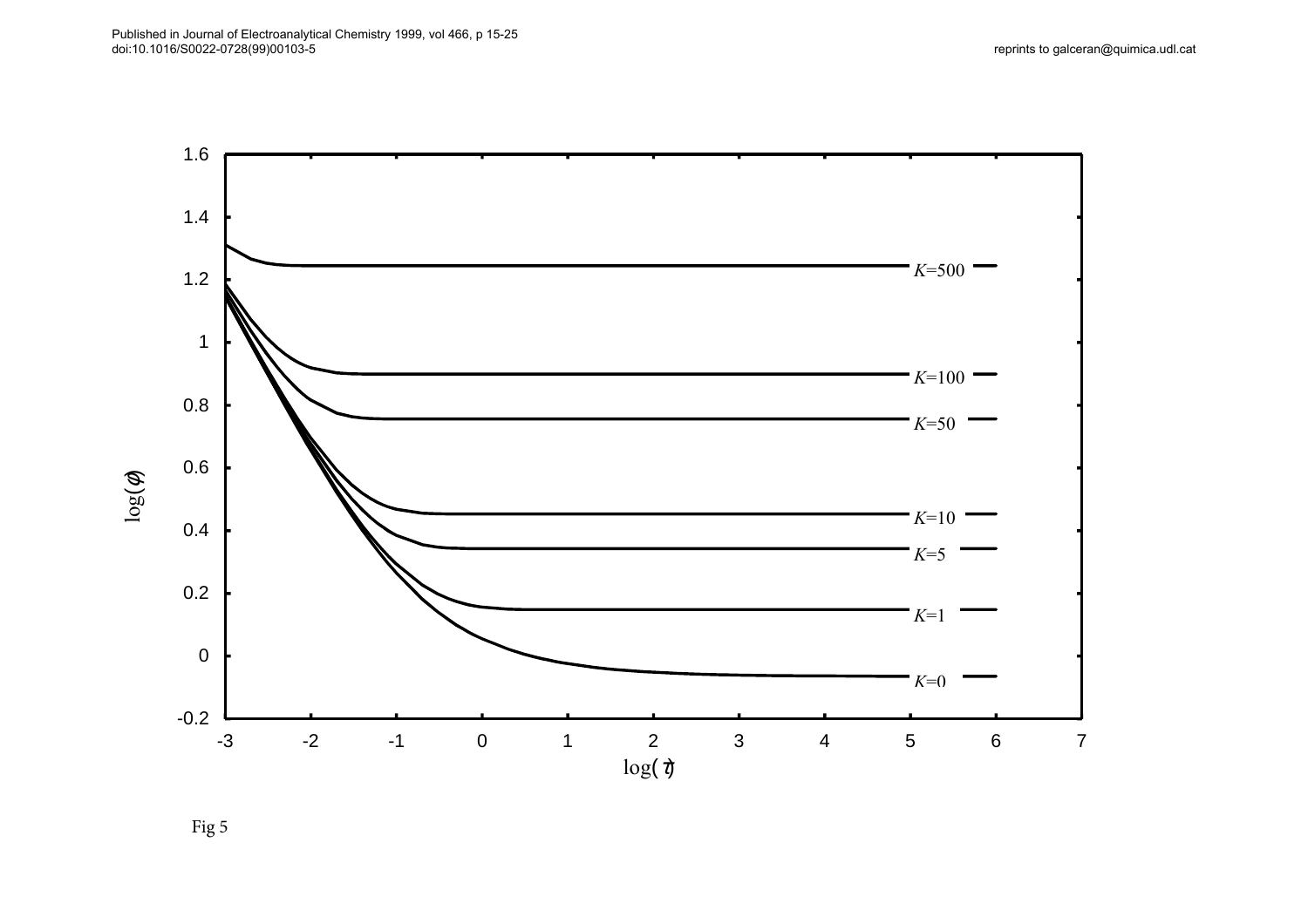Fig 5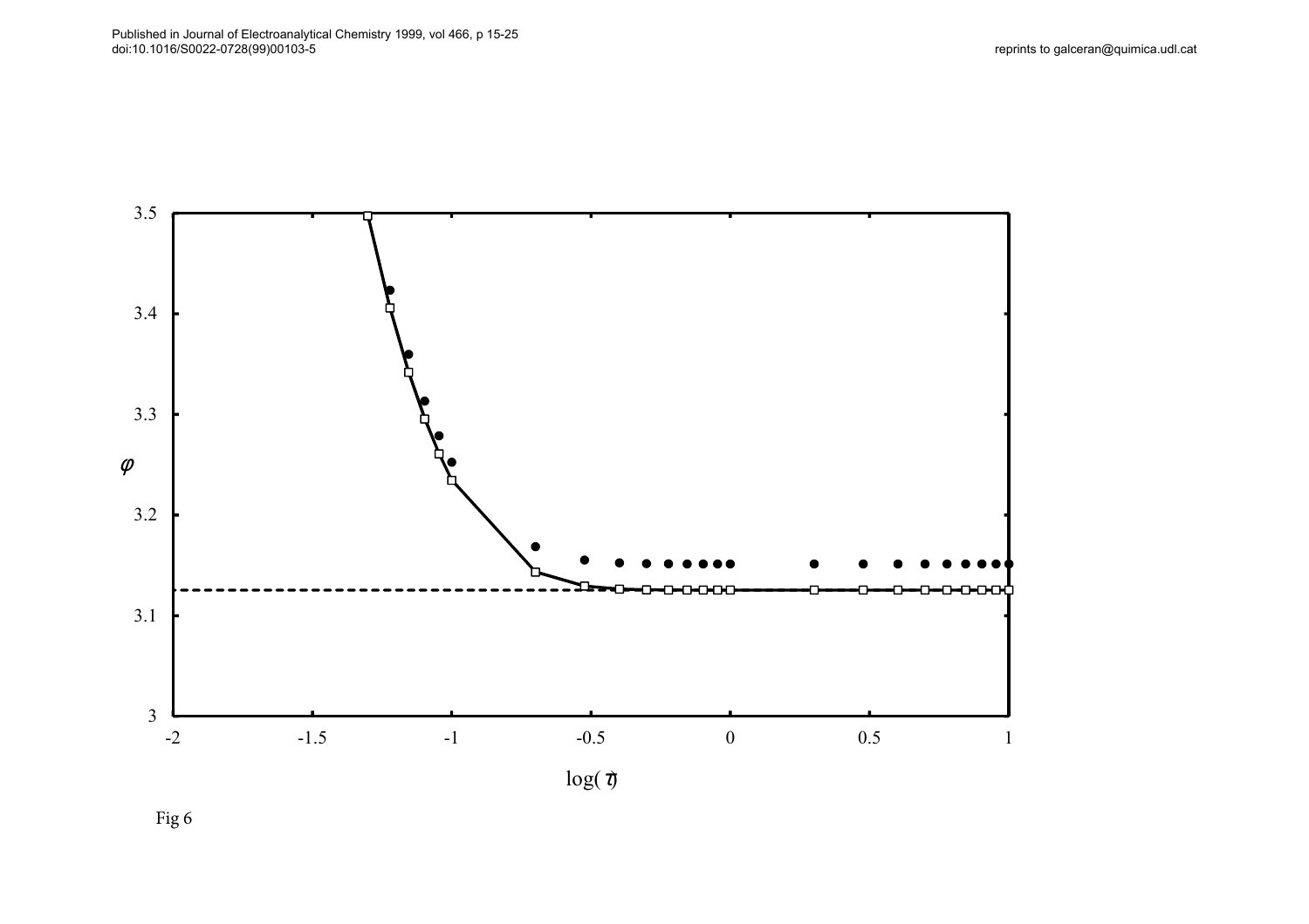3.5

3.4

3.3

$\varphi$

3.2

3.1

3

-2 -1.5 -1 -0.5 0 0.5 1

$\log(\bar{\tau})$

Fig 6